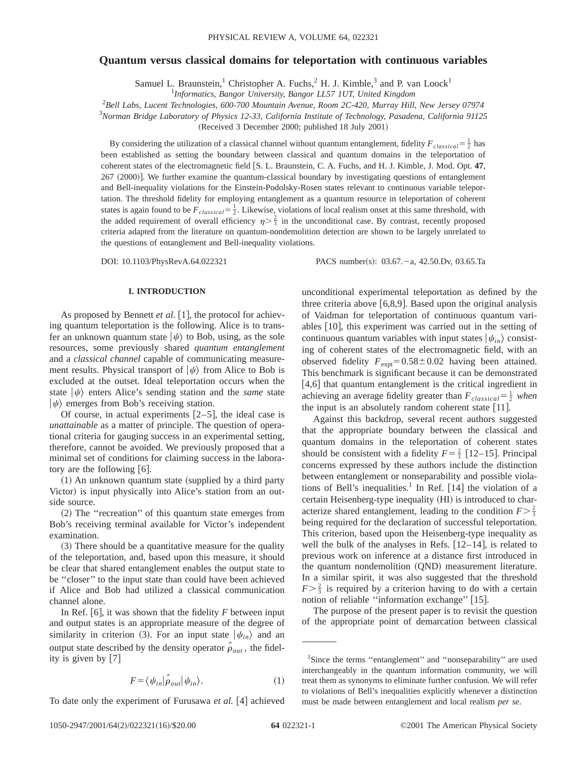# Quantum versus classical domains for teleportation with continuous variables

Samuel L. Braunstein,[1] Christopher A. Fuchs,[2] H. J. Kimble,[3] and P. van Loock[1]

[1] *Informatics, Bangor University, Bangor LL57 1UT, United Kingdom*

[2] *Bell Labs, Lucent Technologies, 600-700 Mountain Avenue, Room 2C-420, Murray Hill, New Jersey 07974*

[3] *Norman Bridge Laboratory of Physics 12-33, California Institute of Technology, Pasadena, California 91125*

(Received 3 December 2000; published 18 July 2001)

By considering the utilization of a classical channel without quantum entanglement, fidelity $F_{classical}=\frac{1}{2}$ has been established as setting the boundary between classical and quantum domains in the teleportation of coherent states of the electromagnetic field [S. L. Braunstein, C. A. Fuchs, and H. J. Kimble, J. Mod. Opt. **47**, 267 (2000)]. We further examine the quantum-classical boundary by investigating questions of entanglement and Bell-inequality violations for the Einstein-Podolsky-Rosen states relevant to continuous variable teleportation. The threshold fidelity for employing entanglement as a quantum resource in teleportation of coherent states is again found to be $F_{classical}=\frac{1}{2}$. Likewise, violations of local realism onset at this same threshold, with the added requirement of overall efficiency $\eta>\frac{2}{3}$ in the unconditional case. By contrast, recently proposed criteria adapted from the literature on quantum-nondemolition detection are shown to be largely unrelated to the questions of entanglement and Bell-inequality violations.

DOI: 10.1103/PhysRevA.64.022321 PACS number(s): 03.67.−a, 42.50.Dv, 03.65.Ta

## I. INTRODUCTION

As proposed by Bennett *et al.* [1], the protocol for achieving quantum teleportation is the following. Alice is to transfer an unknown quantum state $|\psi\rangle$ to Bob, using, as the sole resources, some previously shared *quantum entanglement* and a *classical channel* capable of communicating measurement results. Physical transport of $|\psi\rangle$ from Alice to Bob is excluded at the outset. Ideal teleportation occurs when the state $|\psi\rangle$ enters Alice's sending station and the *same* state $|\psi\rangle$ emerges from Bob's receiving station.

Of course, in actual experiments [2–5], the ideal case is *unattainable* as a matter of principle. The question of operational criteria for gauging success in an experimental setting, therefore, cannot be avoided. We previously proposed that a minimal set of conditions for claiming success in the laboratory are the following [6].

(1) An unknown quantum state (supplied by a third party Victor) is input physically into Alice's station from an outside source.

(2) The "recreation" of this quantum state emerges from Bob's receiving terminal available for Victor's independent examination.

(3) There should be a quantitative measure for the quality of the teleportation, and, based upon this measure, it should be clear that shared entanglement enables the output state to be "closer" to the input state than could have been achieved if Alice and Bob had utilized a classical communication channel alone.

In Ref. [6], it was shown that the fidelity $F$ between input and output states is an appropriate measure of the degree of similarity in criterion (3). For an input state $|\psi_{in}\rangle$ and an output state described by the density operator $\hat{\rho}_{out}$, the fidelity is given by [7]

$$F=\langle\psi_{in}|\hat{\rho}_{out}|\psi_{in}\rangle. \tag{1}$$

To date only the experiment of Furusawa *et al.* [4] achieved unconditional experimental teleportation as defined by the three criteria above [6,8,9]. Based upon the original analysis of Vaidman for teleportation of continuous quantum variables [10], this experiment was carried out in the setting of continuous quantum variables with input states $|\psi_{in}\rangle$ consisting of coherent states of the electromagnetic field, with an observed fidelity $F_{\rm expt}=0.58\pm0.02$ having been attained. This benchmark is significant because it can be demonstrated [4,6] that quantum entanglement is the critical ingredient in achieving an average fidelity greater than $F_{classical}=\frac{1}{2}$ *when* the input is an absolutely random coherent state [11].

Against this backdrop, several recent authors suggested that the appropriate boundary between the classical and quantum domains in the teleportation of coherent states should be consistent with a fidelity $F=\frac{2}{3}$ [12–15]. Principal concerns expressed by these authors include the distinction between entanglement or nonseparability and possible violations of Bell's inequalities.[1] In Ref. [14] the violation of a certain Heisenberg-type inequality (HI) is introduced to characterize shared entanglement, leading to the condition $F>\frac{2}{3}$ being required for the declaration of successful teleportation. This criterion, based upon the Heisenberg-type inequality as well the bulk of the analyses in Refs. [12–14], is related to previous work on inference at a distance first introduced in the quantum nondemolition (QND) measurement literature. In a similar spirit, it was also suggested that the threshold $F>\frac{2}{3}$ is required by a criterion having to do with a certain notion of reliable "information exchange" [15].

The purpose of the present paper is to revisit the question of the appropriate point of demarcation between classical

[1] Since the terms "entanglement" and "nonseparability" are used interchangeably in the quantum information community, we will treat them as synonyms to eliminate further confusion. We will refer to violations of Bell's inequalities explicitly whenever a distinction must be made between entanglement and local realism *per se*.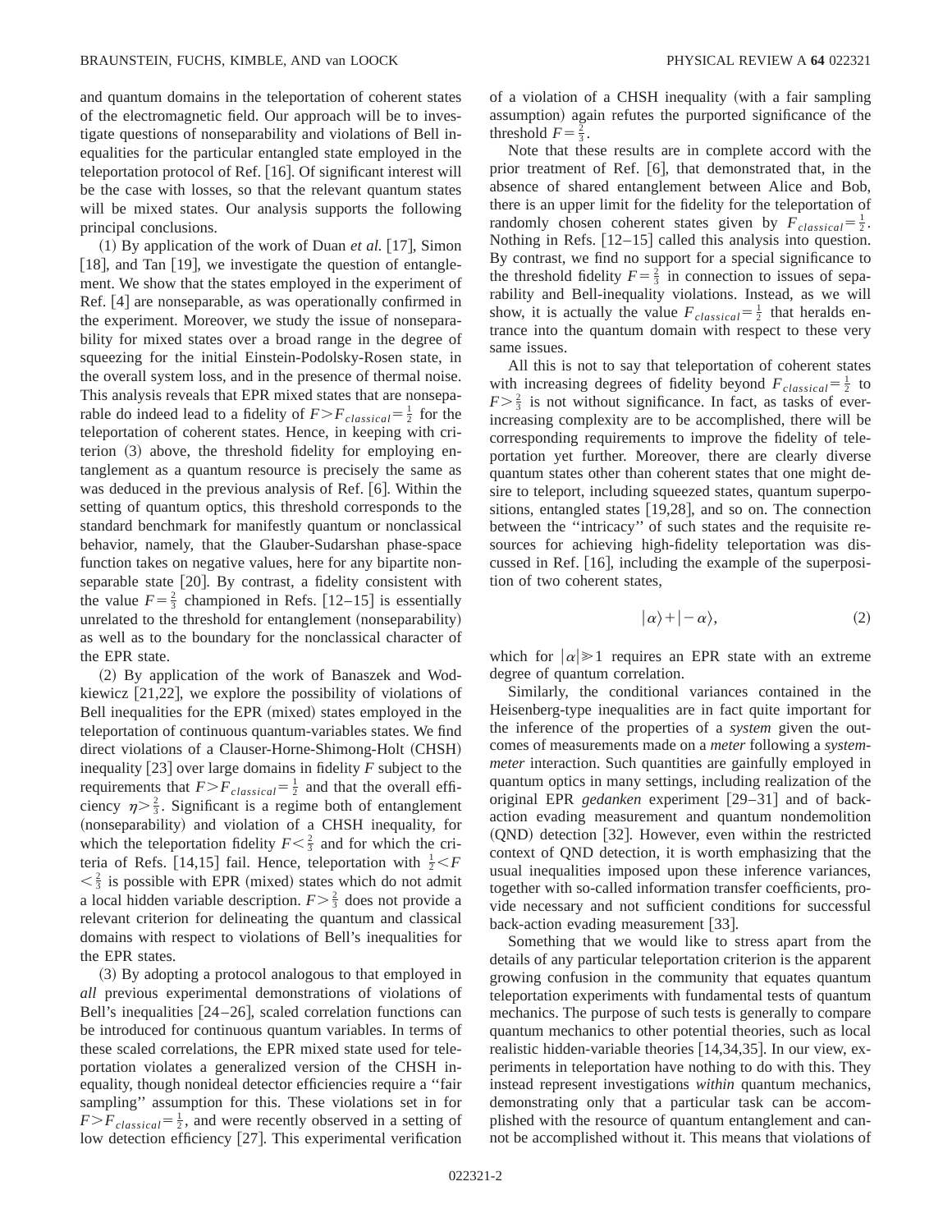and quantum domains in the teleportation of coherent states of the electromagnetic field. Our approach will be to investigate questions of nonseparability and violations of Bell inequalities for the particular entangled state employed in the teleportation protocol of Ref. [16]. Of significant interest will be the case with losses, so that the relevant quantum states will be mixed states. Our analysis supports the following principal conclusions.

(1) By application of the work of Duan *et al.* [17], Simon [18], and Tan [19], we investigate the question of entanglement. We show that the states employed in the experiment of Ref. [4] are nonseparable, as was operationally confirmed in the experiment. Moreover, we study the issue of nonseparability for mixed states over a broad range in the degree of squeezing for the initial Einstein-Podolsky-Rosen state, in the overall system loss, and in the presence of thermal noise. This analysis reveals that EPR mixed states that are nonseparable do indeed lead to a fidelity of $F > F_{classical} = \frac{1}{2}$ for the teleportation of coherent states. Hence, in keeping with criterion (3) above, the threshold fidelity for employing entanglement as a quantum resource is precisely the same as was deduced in the previous analysis of Ref. [6]. Within the setting of quantum optics, this threshold corresponds to the standard benchmark for manifestly quantum or nonclassical behavior, namely, that the Glauber-Sudarshan phase-space function takes on negative values, here for any bipartite nonseparable state [20]. By contrast, a fidelity consistent with the value $F = \frac{2}{3}$ championed in Refs. [12–15] is essentially unrelated to the threshold for entanglement (nonseparability) as well as to the boundary for the nonclassical character of the EPR state.

(2) By application of the work of Banaszek and Wodkiewicz [21,22], we explore the possibility of violations of Bell inequalities for the EPR (mixed) states employed in the teleportation of continuous quantum-variables states. We find direct violations of a Clauser-Horne-Shimong-Holt (CHSH) inequality [23] over large domains in fidelity $F$ subject to the requirements that $F > F_{classical} = \frac{1}{2}$ and that the overall efficiency $\eta > \frac{2}{3}$. Significant is a regime both of entanglement (nonseparability) and violation of a CHSH inequality, for which the teleportation fidelity $F < \frac{2}{3}$ and for which the criteria of Refs. [14,15] fail. Hence, teleportation with $\frac{1}{2} < F < \frac{2}{3}$ is possible with EPR (mixed) states which do not admit a local hidden variable description. $F > \frac{2}{3}$ does not provide a relevant criterion for delineating the quantum and classical domains with respect to violations of Bell's inequalities for the EPR states.

(3) By adopting a protocol analogous to that employed in *all* previous experimental demonstrations of violations of Bell's inequalities [24–26], scaled correlation functions can be introduced for continuous quantum variables. In terms of these scaled correlations, the EPR mixed state used for teleportation violates a generalized version of the CHSH inequality, though nonideal detector efficiencies require a "fair sampling" assumption for this. These violations set in for $F > F_{classical} = \frac{1}{2}$, and were recently observed in a setting of low detection efficiency [27]. This experimental verification of a violation of a CHSH inequality (with a fair sampling assumption) again refutes the purported significance of the threshold $F = \frac{2}{3}$.

Note that these results are in complete accord with the prior treatment of Ref. [6], that demonstrated that, in the absence of shared entanglement between Alice and Bob, there is an upper limit for the fidelity for the teleportation of randomly chosen coherent states given by $F_{classical} = \frac{1}{2}$. Nothing in Refs. [12–15] called this analysis into question. By contrast, we find no support for a special significance to the threshold fidelity $F = \frac{2}{3}$ in connection to issues of separability and Bell-inequality violations. Instead, as we will show, it is actually the value $F_{classical} = \frac{1}{2}$ that heralds entrance into the quantum domain with respect to these very same issues.

All this is not to say that teleportation of coherent states with increasing degrees of fidelity beyond $F_{classical} = \frac{1}{2}$ to $F > \frac{2}{3}$ is not without significance. In fact, as tasks of ever-increasing complexity are to be accomplished, there will be corresponding requirements to improve the fidelity of teleportation yet further. Moreover, there are clearly diverse quantum states other than coherent states that one might desire to teleport, including squeezed states, quantum superpositions, entangled states [19,28], and so on. The connection between the "intricacy" of such states and the requisite resources for achieving high-fidelity teleportation was discussed in Ref. [16], including the example of the superposition of two coherent states,

$$|\alpha\rangle + |-\alpha\rangle, \tag{2}$$

which for $|\alpha| \gg 1$ requires an EPR state with an extreme degree of quantum correlation.

Similarly, the conditional variances contained in the Heisenberg-type inequalities are in fact quite important for the inference of the properties of a *system* given the outcomes of measurements made on a *meter* following a *system-meter* interaction. Such quantities are gainfully employed in quantum optics in many settings, including realization of the original EPR *gedanken* experiment [29–31] and of back-action evading measurement and quantum nondemolition (QND) detection [32]. However, even within the restricted context of QND detection, it is worth emphasizing that the usual inequalities imposed upon these inference variances, together with so-called information transfer coefficients, provide necessary and not sufficient conditions for successful back-action evading measurement [33].

Something that we would like to stress apart from the details of any particular teleportation criterion is the apparent growing confusion in the community that equates quantum teleportation experiments with fundamental tests of quantum mechanics. The purpose of such tests is generally to compare quantum mechanics to other potential theories, such as local realistic hidden-variable theories [14,34,35]. In our view, experiments in teleportation have nothing to do with this. They instead represent investigations *within* quantum mechanics, demonstrating only that a particular task can be accomplished with the resource of quantum entanglement and cannot be accomplished without it. This means that violations of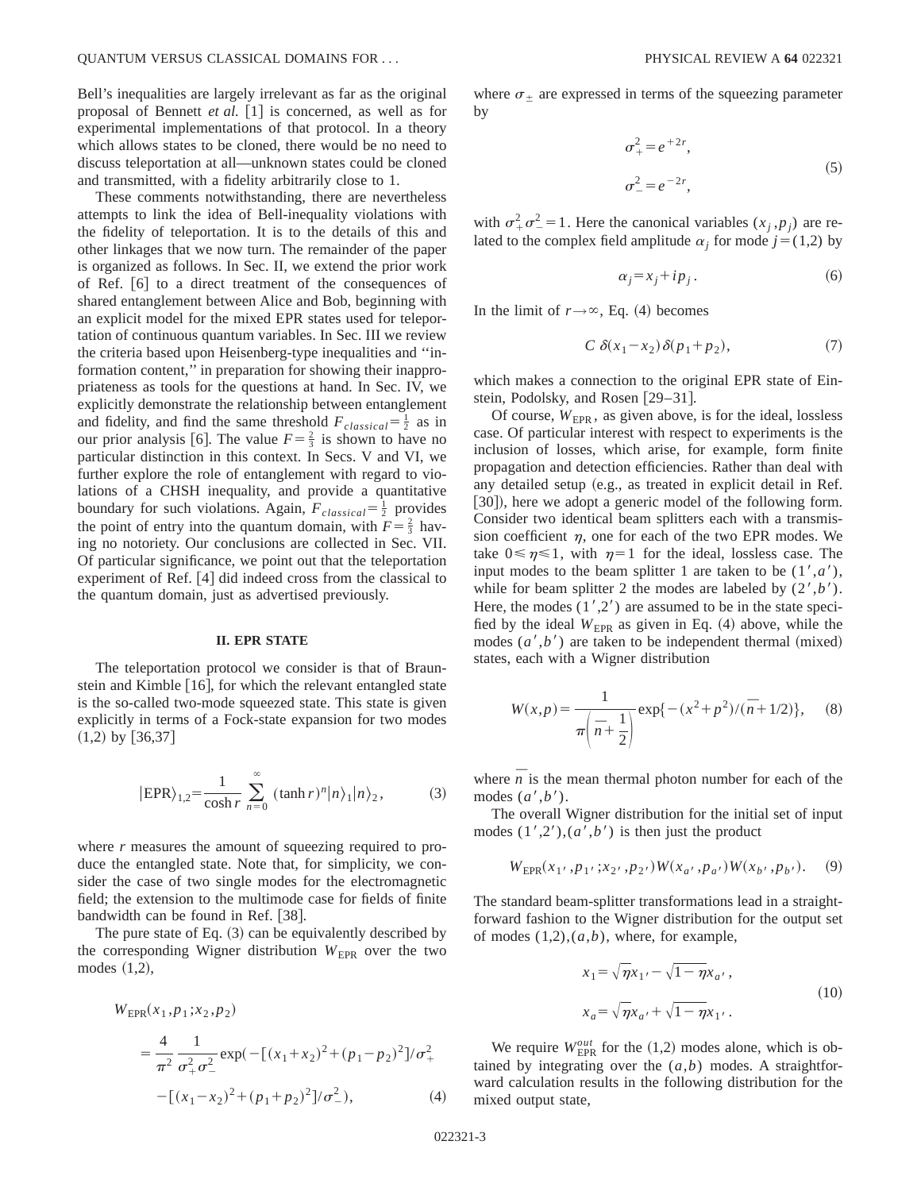Bell's inequalities are largely irrelevant as far as the original proposal of Bennett *et al.* [1] is concerned, as well as for experimental implementations of that protocol. In a theory which allows states to be cloned, there would be no need to discuss teleportation at all—unknown states could be cloned and transmitted, with a fidelity arbitrarily close to 1.

These comments notwithstanding, there are nevertheless attempts to link the idea of Bell-inequality violations with the fidelity of teleportation. It is to the details of this and other linkages that we now turn. The remainder of the paper is organized as follows. In Sec. II, we extend the prior work of Ref. [6] to a direct treatment of the consequences of shared entanglement between Alice and Bob, beginning with an explicit model for the mixed EPR states used for teleportation of continuous quantum variables. In Sec. III we review the criteria based upon Heisenberg-type inequalities and "information content," in preparation for showing their inappropriateness as tools for the questions at hand. In Sec. IV, we explicitly demonstrate the relationship between entanglement and fidelity, and find the same threshold $F_{classical}=\frac{1}{2}$ as in our prior analysis [6]. The value $F=\frac{2}{3}$ is shown to have no particular distinction in this context. In Secs. V and VI, we further explore the role of entanglement with regard to violations of a CHSH inequality, and provide a quantitative boundary for such violations. Again, $F_{classical}=\frac{1}{2}$ provides the point of entry into the quantum domain, with $F=\frac{2}{3}$ having no notoriety. Our conclusions are collected in Sec. VII. Of particular significance, we point out that the teleportation experiment of Ref. [4] did indeed cross from the classical to the quantum domain, just as advertised previously.

## II. EPR STATE

The teleportation protocol we consider is that of Braunstein and Kimble [16], for which the relevant entangled state is the so-called two-mode squeezed state. This state is given explicitly in terms of a Fock-state expansion for two modes (1,2) by [36,37]

$$|\mathrm{EPR}\rangle_{1,2}=\frac{1}{\cosh r}\sum_{n=0}^{\infty}(\tanh r)^n|n\rangle_1|n\rangle_2, \tag{3}$$

where $r$ measures the amount of squeezing required to produce the entangled state. Note that, for simplicity, we consider the case of two single modes for the electromagnetic field; the extension to the multimode case for fields of finite bandwidth can be found in Ref. [38].

The pure state of Eq. (3) can be equivalently described by the corresponding Wigner distribution $W_{\mathrm{EPR}}$ over the two modes (1,2),

$$\begin{aligned}W_{\mathrm{EPR}}(x_1,p_1;x_2,p_2)&=\frac{4}{\pi^2}\frac{1}{\sigma_+^2\sigma_-^2}\exp(-[(x_1+x_2)^2+(p_1-p_2)^2]/\sigma_+^2\\&\quad-[(x_1-x_2)^2+(p_1+p_2)^2]/\sigma_-^2),\end{aligned} \tag{4}$$

where $\sigma_\pm$ are expressed in terms of the squeezing parameter by

$$\sigma_+^2=e^{+2r},\qquad \sigma_-^2=e^{-2r}, \tag{5}$$

with $\sigma_+^2\sigma_-^2=1$. Here the canonical variables $(x_j,p_j)$ are related to the complex field amplitude $\alpha_j$ for mode $j=(1,2)$ by

$$\alpha_j=x_j+ip_j. \tag{6}$$

In the limit of $r\to\infty$, Eq. (4) becomes

$$C\,\delta(x_1-x_2)\,\delta(p_1+p_2), \tag{7}$$

which makes a connection to the original EPR state of Einstein, Podolsky, and Rosen [29–31].

Of course, $W_{\mathrm{EPR}}$, as given above, is for the ideal, lossless case. Of particular interest with respect to experiments is the inclusion of losses, which arise, for example, form finite propagation and detection efficiencies. Rather than deal with any detailed setup (e.g., as treated in explicit detail in Ref. [30]), here we adopt a generic model of the following form. Consider two identical beam splitters each with a transmission coefficient $\eta$, one for each of the two EPR modes. We take $0\leq\eta\leq 1$, with $\eta=1$ for the ideal, lossless case. The input modes to the beam splitter 1 are taken to be $(1',a')$, while for beam splitter 2 the modes are labeled by $(2',b')$. Here, the modes $(1',2')$ are assumed to be in the state specified by the ideal $W_{\mathrm{EPR}}$ as given in Eq. (4) above, while the modes $(a',b')$ are taken to be independent thermal (mixed) states, each with a Wigner distribution

$$W(x,p)=\frac{1}{\pi\left(\bar{n}+\frac{1}{2}\right)}\exp\{-(x^2+p^2)/(\bar{n}+1/2)\}, \tag{8}$$

where $\bar{n}$ is the mean thermal photon number for each of the modes $(a',b')$.

The overall Wigner distribution for the initial set of input modes $(1',2'),(a',b')$ is then just the product

$$W_{\mathrm{EPR}}(x_{1'},p_{1'};x_{2'},p_{2'})W(x_{a'},p_{a'})W(x_{b'},p_{b'}). \tag{9}$$

The standard beam-splitter transformations lead in a straightforward fashion to the Wigner distribution for the output set of modes $(1,2),(a,b)$, where, for example,

$$x_1=\sqrt{\eta}x_{1'}-\sqrt{1-\eta}x_{a'},\qquad x_a=\sqrt{\eta}x_{a'}+\sqrt{1-\eta}x_{1'}. \tag{10}$$

We require $W_{\mathrm{EPR}}^{out}$ for the (1,2) modes alone, which is obtained by integrating over the $(a,b)$ modes. A straightforward calculation results in the following distribution for the mixed output state,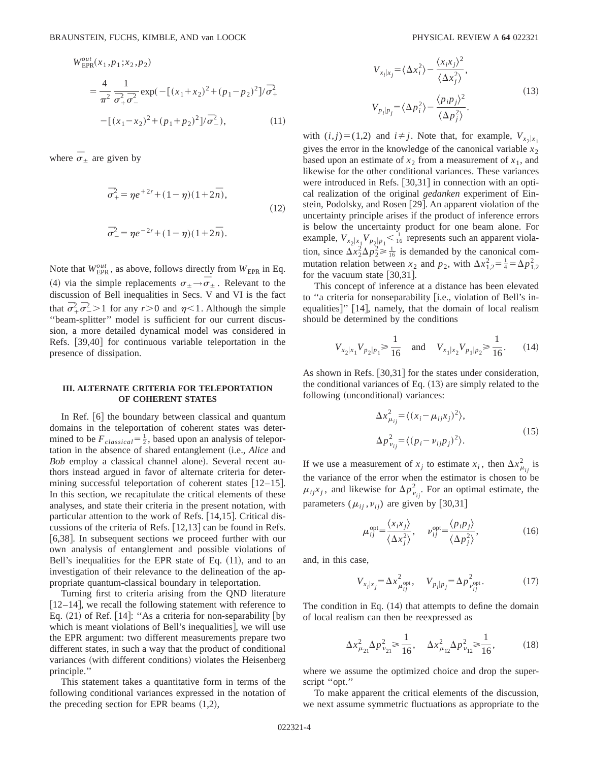$$
\begin{aligned}
W_{\rm EPR}^{out}&(x_1,p_1;x_2,p_2)\\
&=\frac{4}{\pi^2}\frac{1}{\bar{\sigma}_+^2\bar{\sigma}_-^2}\exp(-[(x_1+x_2)^2+(p_1-p_2)^2]/\bar{\sigma}_+^2\\
&\quad-[(x_1-x_2)^2+(p_1+p_2)^2]/\bar{\sigma}_-^2), \qquad (11)
\end{aligned}
$$

where $\bar{\sigma}_\pm$ are given by

$$
\begin{aligned}
\bar{\sigma}_+^2&=\eta e^{+2r}+(1-\eta)(1+2\bar{n}),\\
\bar{\sigma}_-^2&=\eta e^{-2r}+(1-\eta)(1+2\bar{n}).
\end{aligned} \qquad (12)
$$

Note that $W_{\rm EPR}^{out}$, as above, follows directly from $W_{\rm EPR}$ in Eq. (4) via the simple replacements $\sigma_\pm \to \bar{\sigma}_\pm$. Relevant to the discussion of Bell inequalities in Secs. V and VI is the fact that $\bar{\sigma}_+^2\bar{\sigma}_-^2>1$ for any $r>0$ and $\eta<1$. Although the simple "beam-splitter" model is sufficient for our current discussion, a more detailed dynamical model was considered in Refs. [39,40] for continuous variable teleportation in the presence of dissipation.

## III. ALTERNATE CRITERIA FOR TELEPORTATION OF COHERENT STATES

In Ref. [6] the boundary between classical and quantum domains in the teleportation of coherent states was determined to be $F_{classical}=\frac{1}{2}$, based upon an analysis of teleportation in the absence of shared entanglement (i.e., *Alice* and *Bob* employ a classical channel alone). Several recent authors instead argued in favor of alternate criteria for determining successful teleportation of coherent states [12–15]. In this section, we recapitulate the critical elements of these analyses, and state their criteria in the present notation, with particular attention to the work of Refs. [14,15]. Critical discussions of the criteria of Refs. [12,13] can be found in Refs. [6,38]. In subsequent sections we proceed further with our own analysis of entanglement and possible violations of Bell's inequalities for the EPR state of Eq. (11), and to an investigation of their relevance to the delineation of the appropriate quantum-classical boundary in teleportation.

Turning first to criteria arising from the QND literature [12–14], we recall the following statement with reference to Eq. (21) of Ref. [14]: "As a criteria for non-separability [by which is meant violations of Bell's inequalities], we will use the EPR argument: two different measurements prepare two different states, in such a way that the product of conditional variances (with different conditions) violates the Heisenberg principle."

This statement takes a quantitative form in terms of the following conditional variances expressed in the notation of the preceding section for EPR beams (1,2),

$$
\begin{aligned}
V_{x_i|x_j}&=\langle\Delta x_i^2\rangle-\frac{\langle x_ix_j\rangle^2}{\langle\Delta x_j^2\rangle},\\
V_{p_i|p_j}&=\langle\Delta p_i^2\rangle-\frac{\langle p_ip_j\rangle^2}{\langle\Delta p_j^2\rangle}.
\end{aligned} \qquad (13)
$$

with $(i,j)=(1,2)$ and $i\neq j$. Note that, for example, $V_{x_2|x_1}$ gives the error in the knowledge of the canonical variable $x_2$ based upon an estimate of $x_2$ from a measurement of $x_1$, and likewise for the other conditional variances. These variances were introduced in Refs. [30,31] in connection with an optical realization of the original *gedanken* experiment of Einstein, Podolsky, and Rosen [29]. An apparent violation of the uncertainty principle arises if the product of inference errors is below the uncertainty product for one beam alone. For example, $V_{x_2|x_1}V_{p_2|p_1}<\frac{1}{16}$ represents such an apparent violation, since $\Delta x_2^2\Delta p_2^2\geq\frac{1}{16}$ is demanded by the canonical commutation relation between $x_2$ and $p_2$, with $\Delta x_{1,2}^2=\frac{1}{4}=\Delta p_{1,2}^2$ for the vacuum state [30,31].

This concept of inference at a distance has been elevated to "a criteria for nonseparability [i.e., violation of Bell's inequalities]" [14], namely, that the domain of local realism should be determined by the conditions

$$
V_{x_2|x_1}V_{p_2|p_1}\geq\frac{1}{16} \quad \text{and} \quad V_{x_1|x_2}V_{p_1|p_2}\geq\frac{1}{16}. \qquad (14)
$$

As shown in Refs. [30,31] for the states under consideration, the conditional variances of Eq. (13) are simply related to the following (unconditional) variances:

$$
\begin{aligned}
\Delta x_{\mu_{ij}}^2&=\langle(x_i-\mu_{ij}x_j)^2\rangle,\\
\Delta p_{\nu_{ij}}^2&=\langle(p_i-\nu_{ij}p_j)^2\rangle.
\end{aligned} \qquad (15)
$$

If we use a measurement of $x_j$ to estimate $x_i$, then $\Delta x_{\mu_{ij}}^2$ is the variance of the error when the estimator is chosen to be $\mu_{ij}x_j$, and likewise for $\Delta p_{\nu_{ij}}^2$. For an optimal estimate, the parameters $(\mu_{ij},\nu_{ij})$ are given by [30,31]

$$
\mu_{ij}^{\rm opt}=\frac{\langle x_ix_j\rangle}{\langle\Delta x_j^2\rangle}, \quad \nu_{ij}^{\rm opt}=\frac{\langle p_ip_j\rangle}{\langle\Delta p_j^2\rangle}, \qquad (16)
$$

and, in this case,

$$
V_{x_i|x_j}=\Delta x_{\mu_{ij}^{\rm opt}}^2, \quad V_{p_i|p_j}=\Delta p_{\nu_{ij}^{\rm opt}}^2. \qquad (17)
$$

The condition in Eq. (14) that attempts to define the domain of local realism can then be reexpressed as

$$
\Delta x_{\mu_{21}}^2\Delta p_{\nu_{21}}^2\geq\frac{1}{16}, \quad \Delta x_{\mu_{12}}^2\Delta p_{\nu_{12}}^2\geq\frac{1}{16}, \qquad (18)
$$

where we assume the optimized choice and drop the superscript "opt."

To make apparent the critical elements of the discussion, we next assume symmetric fluctuations as appropriate to the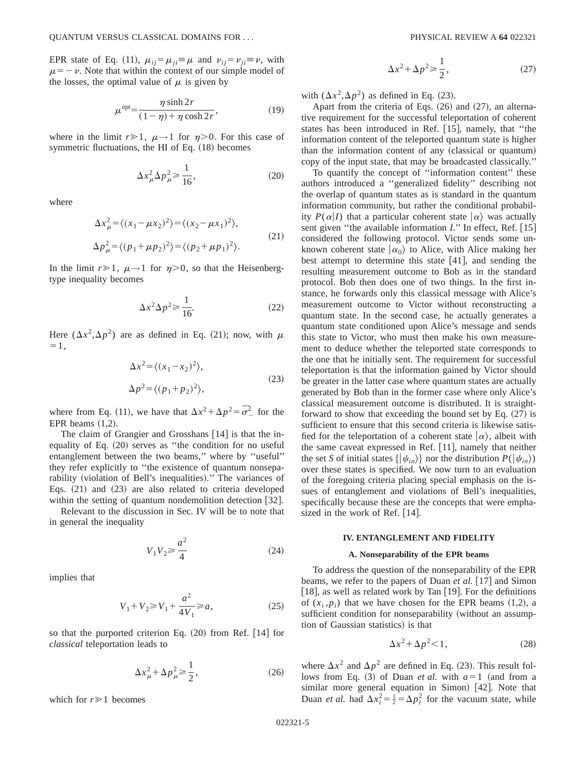EPR state of Eq. (11), $\mu_{ij}=\mu_{ji}\equiv\mu$ and $\nu_{ij}=\nu_{ji}\equiv\nu$, with $\mu=-\nu$. Note that within the context of our simple model of the losses, the optimal value of $\mu$ is given by

$$\mu^{\mathrm{opt}}=\frac{\eta\sinh 2r}{(1-\eta)+\eta\cosh 2r}, \tag{19}$$

where in the limit $r\gg 1$, $\mu\to 1$ for $\eta>0$. For this case of symmetric fluctuations, the HI of Eq. (18) becomes

$$\Delta x_{\mu}^{2}\Delta p_{\mu}^{2}\geq\frac{1}{16}, \tag{20}$$

where

$$\begin{aligned}\Delta x_{\mu}^{2}&=\langle(x_1-\mu x_2)^2\rangle=\langle(x_2-\mu x_1)^2\rangle,\\ \Delta p_{\mu}^{2}&=\langle(p_1+\mu p_2)^2\rangle=\langle(p_2+\mu p_1)^2\rangle.\end{aligned} \tag{21}$$

In the limit $r\gg 1$, $\mu\to 1$ for $\eta>0$, so that the Heisenberg-type inequality becomes

$$\Delta x^{2}\Delta p^{2}\geq\frac{1}{16}. \tag{22}$$

Here $(\Delta x^2,\Delta p^2)$ are as defined in Eq. (21); now, with $\mu=1$,

$$\begin{aligned}\Delta x^{2}&=\langle(x_1-x_2)^2\rangle,\\ \Delta p^{2}&=\langle(p_1+p_2)^2\rangle,\end{aligned} \tag{23}$$

where from Eq. (11), we have that $\Delta x^2+\Delta p^2=\overline{\sigma_{-}^{2}}$ for the EPR beams (1,2).

The claim of Grangier and Grosshans [14] is that the inequality of Eq. (20) serves as "the condition for no useful entanglement between the two beams," where by "useful" they refer explicitly to "the existence of quantum nonseparability (violation of Bell's inequalities)." The variances of Eqs. (21) and (23) are also related to criteria developed within the setting of quantum nondemolition detection [32].

Relevant to the discussion in Sec. IV will be to note that in general the inequality

$$V_1V_2\geq\frac{a^2}{4} \tag{24}$$

implies that

$$V_1+V_2\geq V_1+\frac{a^2}{4V_1}\geq a, \tag{25}$$

so that the purported criterion Eq. (20) from Ref. [14] for *classical* teleportation leads to

$$\Delta x_{\mu}^{2}+\Delta p_{\mu}^{2}\geq\frac{1}{2}, \tag{26}$$

which for $r\gg 1$ becomes

$$\Delta x^{2}+\Delta p^{2}\geq\frac{1}{2}, \tag{27}$$

with $(\Delta x^2,\Delta p^2)$ as defined in Eq. (23).

Apart from the criteria of Eqs. (26) and (27), an alternative requirement for the successful teleportation of coherent states has been introduced in Ref. [15], namely, that "the information content of the teleported quantum state is higher than the information content of any (classical or quantum) copy of the input state, that may be broadcasted classically."

To quantify the concept of "information content" these authors introduced a "generalized fidelity" describing not the overlap of quantum states as is standard in the quantum information community, but rather the conditional probability $P(\alpha|I)$ that a particular coherent state $|\alpha\rangle$ was actually sent given "the available information *I*." In effect, Ref. [15] considered the following protocol. Victor sends some unknown coherent state $|\alpha_0\rangle$ to Alice, with Alice making her best attempt to determine this state [41], and sending the resulting measurement outcome to Bob as in the standard protocol. Bob then does one of two things. In the first instance, he forwards only this classical message with Alice's measurement outcome to Victor without reconstructing a quantum state. In the second case, he actually generates a quantum state conditioned upon Alice's message and sends this state to Victor, who must then make his own measurement to deduce whether the teleported state corresponds to the one that he initially sent. The requirement for successful teleportation is that the information gained by Victor should be greater in the latter case where quantum states are actually generated by Bob than in the former case where only Alice's classical measurement outcome is distributed. It is straightforward to show that exceeding the bound set by Eq. (27) is sufficient to ensure that this second criteria is likewise satisfied for the teleportation of a coherent state $|\alpha\rangle$, albeit with the same caveat expressed in Ref. [11], namely that neither the set $S$ of initial states $\{|\psi_{in}\rangle\}$ nor the distribution $P(|\psi_{in}\rangle)$ over these states is specified. We now turn to an evaluation of the foregoing criteria placing special emphasis on the issues of entanglement and violations of Bell's inequalities, specifically because these are the concepts that were emphasized in the work of Ref. [14].

## IV. ENTANGLEMENT AND FIDELITY

### A. Nonseparability of the EPR beams

To address the question of the nonseparability of the EPR beams, we refer to the papers of Duan *et al.* [17] and Simon [18], as well as related work by Tan [19]. For the definitions of $(x_i,p_i)$ that we have chosen for the EPR beams (1,2), a sufficient condition for nonseparability (without an assumption of Gaussian statistics) is that

$$\Delta x^{2}+\Delta p^{2}<1, \tag{28}$$

where $\Delta x^2$ and $\Delta p^2$ are defined in Eq. (23). This result follows from Eq. (3) of Duan *et al.* with $a=1$ (and from a similar more general equation in Simon) [42]. Note that Duan *et al.* had $\Delta x_i^2=\frac{1}{2}=\Delta p_i^2$ for the vacuum state, while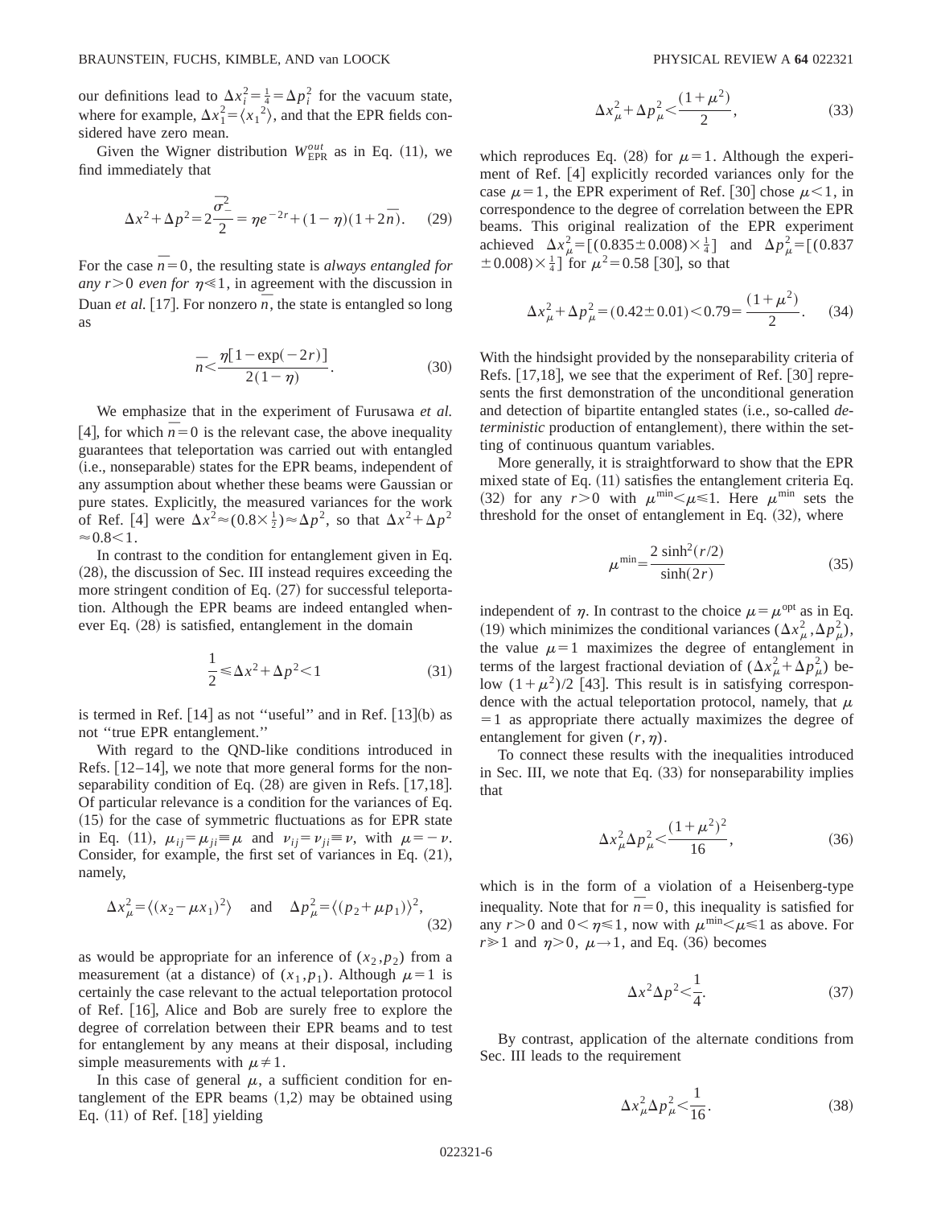our definitions lead to $\Delta x_i^2 = \frac{1}{4} = \Delta p_i^2$ for the vacuum state, where for example, $\Delta x_1^2 = \langle x_1{}^2 \rangle$, and that the EPR fields considered have zero mean.

Given the Wigner distribution $W_{\rm EPR}^{out}$ as in Eq. (11), we find immediately that

$$\Delta x^2 + \Delta p^2 = 2\frac{\overline{\sigma_-^2}}{2} = \eta e^{-2r} + (1-\eta)(1+2\bar{n}). \tag{29}$$

For the case $\bar{n}=0$, the resulting state is *always entangled for any $r>0$ even for $\eta \ll 1$*, in agreement with the discussion in Duan *et al.* [17]. For nonzero $\bar{n}$, the state is entangled so long as

$$\bar{n} < \frac{\eta[1-\exp(-2r)]}{2(1-\eta)}. \tag{30}$$

We emphasize that in the experiment of Furusawa *et al.* [4], for which $\bar{n}=0$ is the relevant case, the above inequality guarantees that teleportation was carried out with entangled (i.e., nonseparable) states for the EPR beams, independent of any assumption about whether these beams were Gaussian or pure states. Explicitly, the measured variances for the work of Ref. [4] were $\Delta x^2 \approx (0.8 \times \frac{1}{2}) \approx \Delta p^2$, so that $\Delta x^2 + \Delta p^2 \approx 0.8 < 1$.

In contrast to the condition for entanglement given in Eq. (28), the discussion of Sec. III instead requires exceeding the more stringent condition of Eq. (27) for successful teleportation. Although the EPR beams are indeed entangled whenever Eq. (28) is satisfied, entanglement in the domain

$$\frac{1}{2} \leqslant \Delta x^2 + \Delta p^2 < 1 \tag{31}$$

is termed in Ref. [14] as not "useful" and in Ref. [13](b) as not "true EPR entanglement."

With regard to the QND-like conditions introduced in Refs. [12–14], we note that more general forms for the nonseparability condition of Eq. (28) are given in Refs. [17,18]. Of particular relevance is a condition for the variances of Eq. (15) for the case of symmetric fluctuations as for EPR state in Eq. (11), $\mu_{ij} = \mu_{ji} \equiv \mu$ and $\nu_{ij} = \nu_{ji} \equiv \nu$, with $\mu = -\nu$. Consider, for example, the first set of variances in Eq. (21), namely,

$$\Delta x_\mu^2 = \langle (x_2 - \mu x_1)^2 \rangle \quad \text{and} \quad \Delta p_\mu^2 = \langle (p_2 + \mu p_1) \rangle^2, \tag{32}$$

as would be appropriate for an inference of $(x_2, p_2)$ from a measurement (at a distance) of $(x_1, p_1)$. Although $\mu = 1$ is certainly the case relevant to the actual teleportation protocol of Ref. [16], Alice and Bob are surely free to explore the degree of correlation between their EPR beams and to test for entanglement by any means at their disposal, including simple measurements with $\mu \neq 1$.

In this case of general $\mu$, a sufficient condition for entanglement of the EPR beams (1,2) may be obtained using Eq. (11) of Ref. [18] yielding

$$\Delta x_\mu^2 + \Delta p_\mu^2 < \frac{(1+\mu^2)}{2}, \tag{33}$$

which reproduces Eq. (28) for $\mu = 1$. Although the experiment of Ref. [4] explicitly recorded variances only for the case $\mu = 1$, the EPR experiment of Ref. [30] chose $\mu < 1$, in correspondence to the degree of correlation between the EPR beams. This original realization of the EPR experiment achieved $\Delta x_\mu^2 = [(0.835 \pm 0.008) \times \frac{1}{4}]$ and $\Delta p_\mu^2 = [(0.837 \pm 0.008) \times \frac{1}{4}]$ for $\mu^2 = 0.58$ [30], so that

$$\Delta x_\mu^2 + \Delta p_\mu^2 = (0.42 \pm 0.01) < 0.79 = \frac{(1+\mu^2)}{2}. \tag{34}$$

With the hindsight provided by the nonseparability criteria of Refs. [17,18], we see that the experiment of Ref. [30] represents the first demonstration of the unconditional generation and detection of bipartite entangled states (i.e., so-called *deterministic* production of entanglement), there within the setting of continuous quantum variables.

More generally, it is straightforward to show that the EPR mixed state of Eq. (11) satisfies the entanglement criteria Eq. (32) for any $r > 0$ with $\mu^{\min} < \mu \leqslant 1$. Here $\mu^{\min}$ sets the threshold for the onset of entanglement in Eq. (32), where

$$\mu^{\min} = \frac{2\sinh^2(r/2)}{\sinh(2r)} \tag{35}$$

independent of $\eta$. In contrast to the choice $\mu = \mu^{\rm opt}$ as in Eq. (19) which minimizes the conditional variances $(\Delta x_\mu^2, \Delta p_\mu^2)$, the value $\mu = 1$ maximizes the degree of entanglement in terms of the largest fractional deviation of $(\Delta x_\mu^2 + \Delta p_\mu^2)$ below $(1+\mu^2)/2$ [43]. This result is in satisfying correspondence with the actual teleportation protocol, namely, that $\mu = 1$ as appropriate there actually maximizes the degree of entanglement for given $(r, \eta)$.

To connect these results with the inequalities introduced in Sec. III, we note that Eq. (33) for nonseparability implies that

$$\Delta x_\mu^2 \Delta p_\mu^2 < \frac{(1+\mu^2)^2}{16}, \tag{36}$$

which is in the form of a violation of a Heisenberg-type inequality. Note that for $\bar{n} = 0$, this inequality is satisfied for any $r > 0$ and $0 < \eta \leqslant 1$, now with $\mu^{\min} < \mu \leqslant 1$ as above. For $r \gg 1$ and $\eta > 0$, $\mu \to 1$, and Eq. (36) becomes

$$\Delta x^2 \Delta p^2 < \frac{1}{4}. \tag{37}$$

By contrast, application of the alternate conditions from Sec. III leads to the requirement

$$\Delta x_\mu^2 \Delta p_\mu^2 < \frac{1}{16}. \tag{38}$$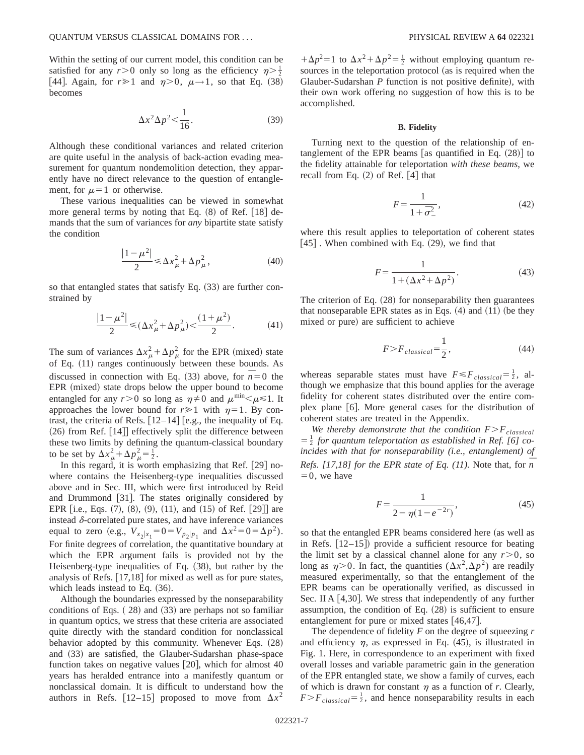Within the setting of our current model, this condition can be satisfied for any $r>0$ only so long as the efficiency $\eta>\frac{1}{2}$ [44]. Again, for $r\gg 1$ and $\eta>0$, $\mu\rightarrow 1$, so that Eq. (38) becomes

$$\Delta x^2 \Delta p^2 < \frac{1}{16}. \tag{39}$$

Although these conditional variances and related criterion are quite useful in the analysis of back-action evading measurement for quantum nondemolition detection, they apparently have no direct relevance to the question of entanglement, for $\mu=1$ or otherwise.

These various inequalities can be viewed in somewhat more general terms by noting that Eq. (8) of Ref. [18] demands that the sum of variances for *any* bipartite state satisfy the condition

$$\frac{|1-\mu^2|}{2} \leqslant \Delta x_\mu^2 + \Delta p_\mu^2, \tag{40}$$

so that entangled states that satisfy Eq. (33) are further constrained by

$$\frac{|1-\mu^2|}{2} \leqslant (\Delta x_\mu^2 + \Delta p_\mu^2) < \frac{(1+\mu^2)}{2}. \tag{41}$$

The sum of variances $\Delta x_\mu^2 + \Delta p_\mu^2$ for the EPR (mixed) state of Eq. (11) ranges continuously between these bounds. As discussed in connection with Eq. (33) above, for $\bar{n}=0$ the EPR (mixed) state drops below the upper bound to become entangled for any $r>0$ so long as $\eta \neq 0$ and $\mu^{\min}<\mu \leqslant 1$. It approaches the lower bound for $r\gg 1$ with $\eta=1$. By contrast, the criteria of Refs. [12–14] [e.g., the inequality of Eq. (26) from Ref. [14]] effectively split the difference between these two limits by defining the quantum-classical boundary to be set by $\Delta x_\mu^2 + \Delta p_\mu^2 = \frac{1}{2}$.

In this regard, it is worth emphasizing that Ref. [29] nowhere contains the Heisenberg-type inequalities discussed above and in Sec. III, which were first introduced by Reid and Drummond [31]. The states originally considered by EPR [i.e., Eqs. (7), (8), (9), (11), and (15) of Ref. [29]] are instead $\delta$-correlated pure states, and have inference variances equal to zero (e.g., $V_{x_2|x_1}=0=V_{p_2|p_1}$ and $\Delta x^2=0=\Delta p^2$). For finite degrees of correlation, the quantitative boundary at which the EPR argument fails is provided not by the Heisenberg-type inequalities of Eq. (38), but rather by the analysis of Refs. [17,18] for mixed as well as for pure states, which leads instead to Eq. (36).

Although the boundaries expressed by the nonseparability conditions of Eqs. ( 28) and (33) are perhaps not so familiar in quantum optics, we stress that these criteria are associated quite directly with the standard condition for nonclassical behavior adopted by this community. Whenever Eqs. (28) and (33) are satisfied, the Glauber-Sudarshan phase-space function takes on negative values [20], which for almost 40 years has heralded entrance into a manifestly quantum or nonclassical domain. It is difficult to understand how the authors in Refs. [12–15] proposed to move from $\Delta x^2 + \Delta p^2 = 1$ to $\Delta x^2 + \Delta p^2 = \frac{1}{2}$ without employing quantum resources in the teleportation protocol (as is required when the Glauber-Sudarshan $P$ function is not positive definite), with their own work offering no suggestion of how this is to be accomplished.

### B. Fidelity

Turning next to the question of the relationship of entanglement of the EPR beams [as quantified in Eq. (28)] to the fidelity attainable for teleportation *with these beams*, we recall from Eq. (2) of Ref. [4] that

$$F = \frac{1}{1+\overline{\sigma_-^2}}, \tag{42}$$

where this result applies to teleportation of coherent states [45] . When combined with Eq. (29), we find that

$$F = \frac{1}{1+(\Delta x^2 + \Delta p^2)}. \tag{43}$$

The criterion of Eq. (28) for nonseparability then guarantees that nonseparable EPR states as in Eqs. (4) and (11) (be they mixed or pure) are sufficient to achieve

$$F > F_{classical} = \frac{1}{2}, \tag{44}$$

whereas separable states must have $F \leqslant F_{classical} = \frac{1}{2}$, although we emphasize that this bound applies for the average fidelity for coherent states distributed over the entire complex plane [6]. More general cases for the distribution of coherent states are treated in the Appendix.

*We thereby demonstrate that the condition $F>F_{classical}=\frac{1}{2}$ for quantum teleportation as established in Ref. [6] coincides with that for nonseparability (i.e., entanglement) of Refs. [17,18] for the EPR state of Eq. (11).* Note that, for $\bar{n}=0$, we have

$$F = \frac{1}{2-\eta(1-e^{-2r})}, \tag{45}$$

so that the entangled EPR beams considered here (as well as in Refs. [12–15]) provide a sufficient resource for beating the limit set by a classical channel alone for any $r>0$, so long as $\eta>0$. In fact, the quantities $(\Delta x^2, \Delta p^2)$ are readily measured experimentally, so that the entanglement of the EPR beams can be operationally verified, as discussed in Sec. II A [4,30]. We stress that independently of any further assumption, the condition of Eq. (28) is sufficient to ensure entanglement for pure or mixed states [46,47].

The dependence of fidelity $F$ on the degree of squeezing $r$ and efficiency $\eta$, as expressed in Eq. (45), is illustrated in Fig. 1. Here, in correspondence to an experiment with fixed overall losses and variable parametric gain in the generation of the EPR entangled state, we show a family of curves, each of which is drawn for constant $\eta$ as a function of $r$. Clearly, $F>F_{classical}=\frac{1}{2}$, and hence nonseparability results in each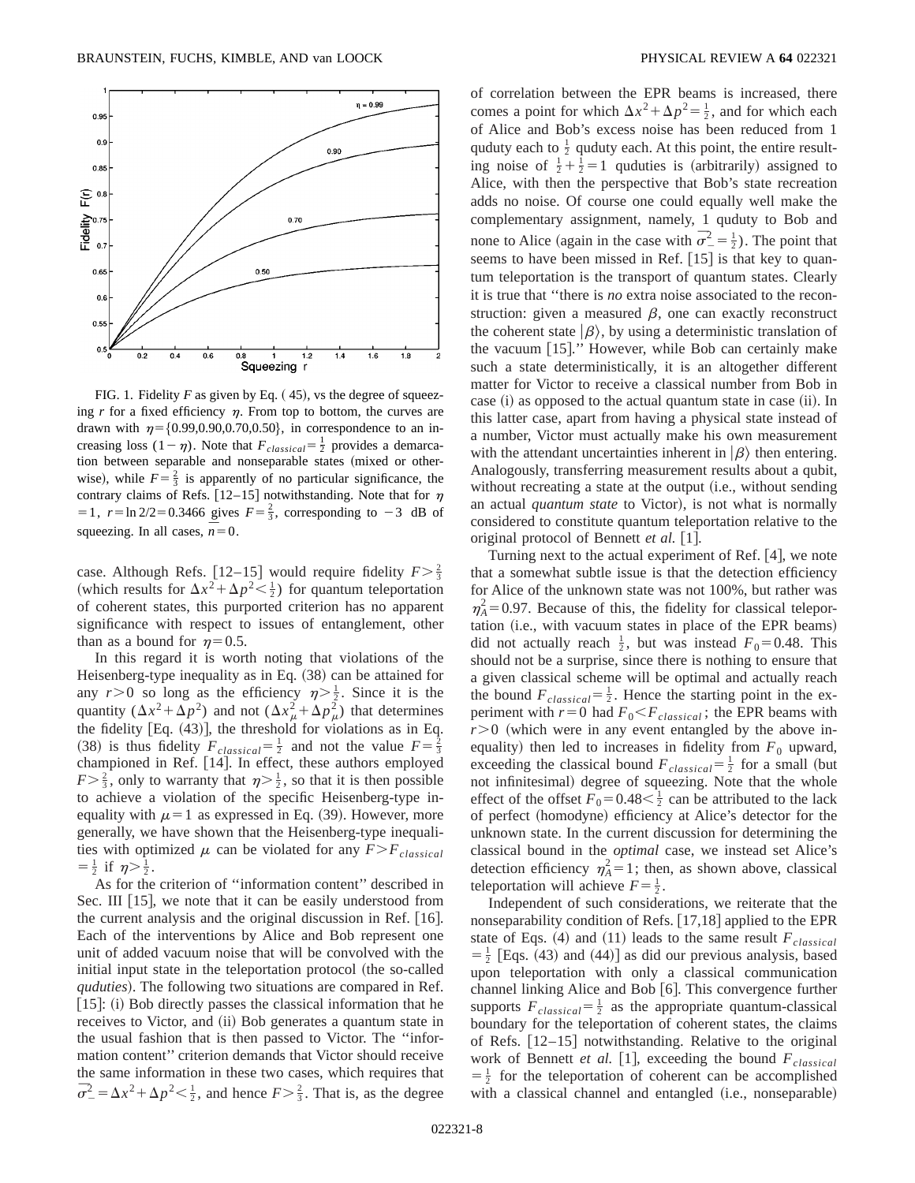FIG. 1. Fidelity $F$ as given by Eq. (45), vs the degree of squeezing $r$ for a fixed efficiency $\eta$. From top to bottom, the curves are drawn with $\eta = \{0.99, 0.90, 0.70, 0.50\}$, in correspondence to an increasing loss $(1-\eta)$. Note that $F_{classical} = \frac{1}{2}$ provides a demarcation between separable and nonseparable states (mixed or otherwise), while $F = \frac{2}{3}$ is apparently of no particular significance, the contrary claims of Refs. [12–15] notwithstanding. Note that for $\eta = 1$, $r = \ln 2/2 = 0.3466$ gives $F = \frac{2}{3}$, corresponding to $-3$ dB of squeezing. In all cases, $\bar{n} = 0$.

case. Although Refs. [12–15] would require fidelity $F > \frac{2}{3}$ (which results for $\Delta x^2 + \Delta p^2 < \frac{1}{2}$) for quantum teleportation of coherent states, this purported criterion has no apparent significance with respect to issues of entanglement, other than as a bound for $\eta = 0.5$.

In this regard it is worth noting that violations of the Heisenberg-type inequality as in Eq. (38) can be attained for any $r > 0$ so long as the efficiency $\eta > \frac{1}{2}$. Since it is the quantity $(\Delta x^2 + \Delta p^2)$ and not $(\Delta x_\mu^2 + \Delta p_\mu^2)$ that determines the fidelity [Eq. (43)], the threshold for violations as in Eq. (38) is thus fidelity $F_{classical} = \frac{1}{2}$ and not the value $F = \frac{2}{3}$ championed in Ref. [14]. In effect, these authors employed $F > \frac{2}{3}$, only to warranty that $\eta > \frac{1}{2}$, so that it is then possible to achieve a violation of the specific Heisenberg-type inequality with $\mu = 1$ as expressed in Eq. (39). However, more generally, we have shown that the Heisenberg-type inequalities with optimized $\mu$ can be violated for any $F > F_{classical} = \frac{1}{2}$ if $\eta > \frac{1}{2}$.

As for the criterion of "information content" described in Sec. III [15], we note that it can be easily understood from the current analysis and the original discussion in Ref. [16]. Each of the interventions by Alice and Bob represent one unit of added vacuum noise that will be convolved with the initial input state in the teleportation protocol (the so-called *quduties*). The following two situations are compared in Ref. [15]: (i) Bob directly passes the classical information that he receives to Victor, and (ii) Bob generates a quantum state in the usual fashion that is then passed to Victor. The "information content" criterion demands that Victor should receive the same information in these two cases, which requires that $\overline{\sigma_-^2} = \Delta x^2 + \Delta p^2 < \frac{1}{2}$, and hence $F > \frac{2}{3}$. That is, as the degree of correlation between the EPR beams is increased, there comes a point for which $\Delta x^2 + \Delta p^2 = \frac{1}{2}$, and for which each of Alice and Bob's excess noise has been reduced from 1 quduty each to $\frac{1}{2}$ quduty each. At this point, the entire resulting noise of $\frac{1}{2} + \frac{1}{2} = 1$ quduties is (arbitrarily) assigned to Alice, with then the perspective that Bob's state recreation adds no noise. Of course one could equally well make the complementary assignment, namely, 1 quduty to Bob and none to Alice (again in the case with $\overline{\sigma_-^2} = \frac{1}{2}$). The point that seems to have been missed in Ref. [15] is that key to quantum teleportation is the transport of quantum states. Clearly it is true that "there is *no* extra noise associated to the reconstruction: given a measured $\beta$, one can exactly reconstruct the coherent state $|\beta\rangle$, by using a deterministic translation of the vacuum [15]." However, while Bob can certainly make such a state deterministically, it is an altogether different matter for Victor to receive a classical number from Bob in case (i) as opposed to the actual quantum state in case (ii). In this latter case, apart from having a physical state instead of a number, Victor must actually make his own measurement with the attendant uncertainties inherent in $|\beta\rangle$ then entering. Analogously, transferring measurement results about a qubit, without recreating a state at the output (i.e., without sending an actual *quantum state* to Victor), is not what is normally considered to constitute quantum teleportation relative to the original protocol of Bennett *et al.* [1].

Turning next to the actual experiment of Ref. [4], we note that a somewhat subtle issue is that the detection efficiency for Alice of the unknown state was not 100%, but rather was $\eta_A^2 = 0.97$. Because of this, the fidelity for classical teleportation (i.e., with vacuum states in place of the EPR beams) did not actually reach $\frac{1}{2}$, but was instead $F_0 = 0.48$. This should not be a surprise, since there is nothing to ensure that a given classical scheme will be optimal and actually reach the bound $F_{classical} = \frac{1}{2}$. Hence the starting point in the experiment with $r = 0$ had $F_0 < F_{classical}$; the EPR beams with $r > 0$ (which were in any event entangled by the above inequality) then led to increases in fidelity from $F_0$ upward, exceeding the classical bound $F_{classical} = \frac{1}{2}$ for a small (but not infinitesimal) degree of squeezing. Note that the whole effect of the offset $F_0 = 0.48 < \frac{1}{2}$ can be attributed to the lack of perfect (homodyne) efficiency at Alice's detector for the unknown state. In the current discussion for determining the classical bound in the *optimal* case, we instead set Alice's detection efficiency $\eta_A^2 = 1$; then, as shown above, classical teleportation will achieve $F = \frac{1}{2}$.

Independent of such considerations, we reiterate that the nonseparability condition of Refs. [17,18] applied to the EPR state of Eqs. (4) and (11) leads to the same result $F_{classical} = \frac{1}{2}$ [Eqs. (43) and (44)] as did our previous analysis, based upon teleportation with only a classical communication channel linking Alice and Bob [6]. This convergence further supports $F_{classical} = \frac{1}{2}$ as the appropriate quantum-classical boundary for the teleportation of coherent states, the claims of Refs. [12–15] notwithstanding. Relative to the original work of Bennett *et al.* [1], exceeding the bound $F_{classical} = \frac{1}{2}$ for the teleportation of coherent can be accomplished with a classical channel and entangled (i.e., nonseparable)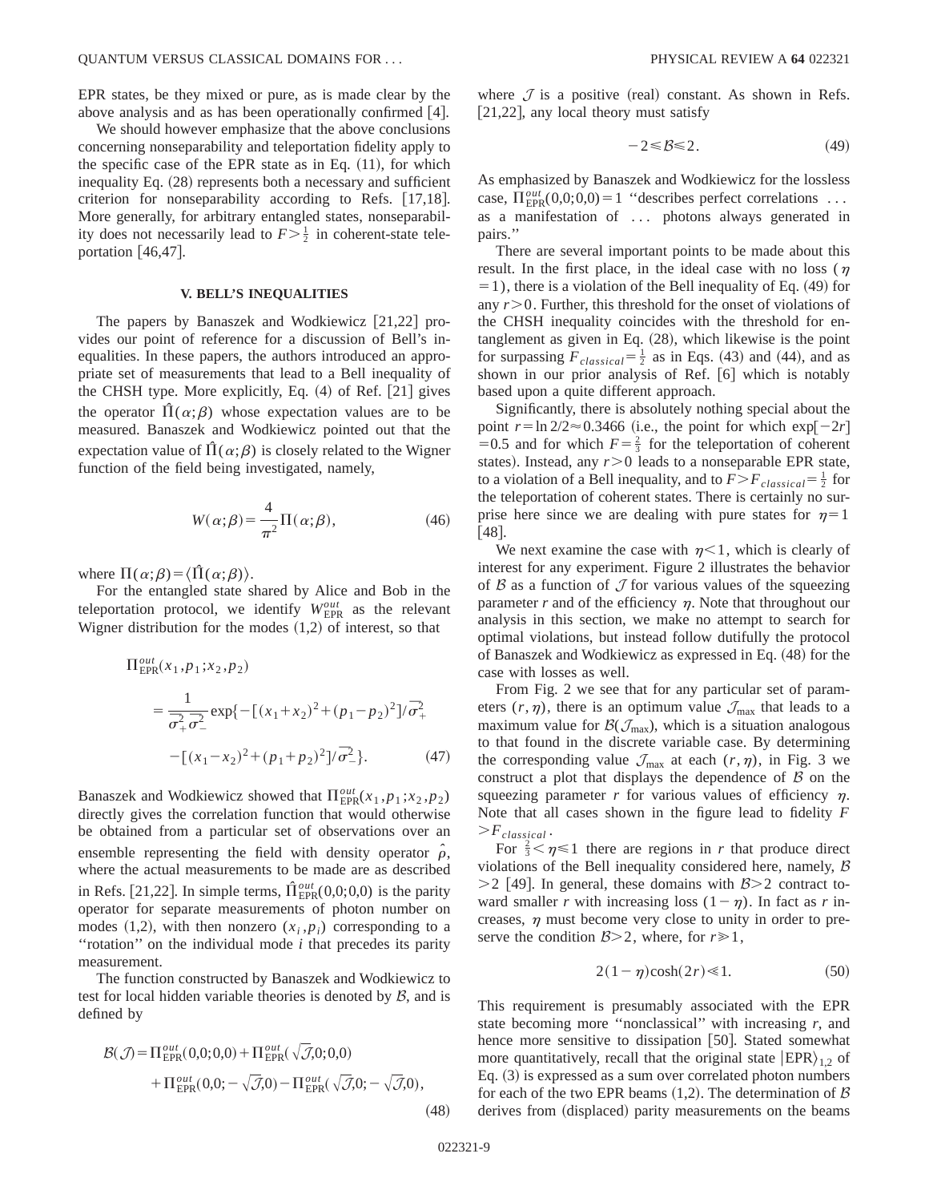EPR states, be they mixed or pure, as is made clear by the above analysis and as has been operationally confirmed [4].

We should however emphasize that the above conclusions concerning nonseparability and teleportation fidelity apply to the specific case of the EPR state as in Eq. (11), for which inequality Eq. (28) represents both a necessary and sufficient criterion for nonseparability according to Refs. [17,18]. More generally, for arbitrary entangled states, nonseparability does not necessarily lead to $F > \frac{1}{2}$ in coherent-state teleportation [46,47].

## V. BELL'S INEQUALITIES

The papers by Banaszek and Wodkiewicz [21,22] provides our point of reference for a discussion of Bell's inequalities. In these papers, the authors introduced an appropriate set of measurements that lead to a Bell inequality of the CHSH type. More explicitly, Eq. (4) of Ref. [21] gives the operator $\hat{\Pi}(\alpha;\beta)$ whose expectation values are to be measured. Banaszek and Wodkiewicz pointed out that the expectation value of $\hat{\Pi}(\alpha;\beta)$ is closely related to the Wigner function of the field being investigated, namely,

$$W(\alpha;\beta) = \frac{4}{\pi^2}\Pi(\alpha;\beta), \tag{46}$$

where $\Pi(\alpha;\beta) = \langle \hat{\Pi}(\alpha;\beta)\rangle$.

For the entangled state shared by Alice and Bob in the teleportation protocol, we identify $W_{\rm EPR}^{out}$ as the relevant Wigner distribution for the modes (1,2) of interest, so that

$$\Pi_{\rm EPR}^{out}(x_1,p_1;x_2,p_2) = \frac{1}{\overline{\sigma_+^2}\,\overline{\sigma_-^2}}\exp\{-[(x_1+x_2)^2+(p_1-p_2)^2]/\overline{\sigma_+^2} - [(x_1-x_2)^2+(p_1+p_2)^2]/\overline{\sigma_-^2}\}. \tag{47}$$

Banaszek and Wodkiewicz showed that $\Pi_{\rm EPR}^{out}(x_1,p_1;x_2,p_2)$ directly gives the correlation function that would otherwise be obtained from a particular set of observations over an ensemble representing the field with density operator $\hat{\rho}$, where the actual measurements to be made are as described in Refs. [21,22]. In simple terms, $\hat{\Pi}_{\rm EPR}^{out}(0,0;0,0)$ is the parity operator for separate measurements of photon number on modes (1,2), with then nonzero $(x_i,p_i)$ corresponding to a "rotation" on the individual mode $i$ that precedes its parity measurement.

The function constructed by Banaszek and Wodkiewicz to test for local hidden variable theories is denoted by $\mathcal{B}$, and is defined by

$$\mathcal{B}(\mathcal{J}) = \Pi_{\rm EPR}^{out}(0,0;0,0) + \Pi_{\rm EPR}^{out}(\sqrt{\mathcal{J}},0;0,0) + \Pi_{\rm EPR}^{out}(0,0;-\sqrt{\mathcal{J}},0) - \Pi_{\rm EPR}^{out}(\sqrt{\mathcal{J}},0;-\sqrt{\mathcal{J}},0), \tag{48}$$

where $\mathcal{J}$ is a positive (real) constant. As shown in Refs. [21,22], any local theory must satisfy

$$-2 \leqslant \mathcal{B} \leqslant 2. \tag{49}$$

As emphasized by Banaszek and Wodkiewicz for the lossless case, $\Pi_{\rm EPR}^{out}(0,0;0,0)=1$ "describes perfect correlations ... as a manifestation of ... photons always generated in pairs."

There are several important points to be made about this result. In the first place, in the ideal case with no loss ($\eta = 1$), there is a violation of the Bell inequality of Eq. (49) for any $r>0$. Further, this threshold for the onset of violations of the CHSH inequality coincides with the threshold for entanglement as given in Eq. (28), which likewise is the point for surpassing $F_{classical} = \frac{1}{2}$ as in Eqs. (43) and (44), and as shown in our prior analysis of Ref. [6] which is notably based upon a quite different approach.

Significantly, there is absolutely nothing special about the point $r = \ln 2/2 \approx 0.3466$ (i.e., the point for which $\exp[-2r] = 0.5$ and for which $F = \frac{2}{3}$ for the teleportation of coherent states). Instead, any $r>0$ leads to a nonseparable EPR state, to a violation of a Bell inequality, and to $F > F_{classical} = \frac{1}{2}$ for the teleportation of coherent states. There is certainly no surprise here since we are dealing with pure states for $\eta = 1$ [48].

We next examine the case with $\eta < 1$, which is clearly of interest for any experiment. Figure 2 illustrates the behavior of $\mathcal{B}$ as a function of $\mathcal{J}$ for various values of the squeezing parameter $r$ and of the efficiency $\eta$. Note that throughout our analysis in this section, we make no attempt to search for optimal violations, but instead follow dutifully the protocol of Banaszek and Wodkiewicz as expressed in Eq. (48) for the case with losses as well.

From Fig. 2 we see that for any particular set of parameters $(r,\eta)$, there is an optimum value $\mathcal{J}_{\max}$ that leads to a maximum value for $\mathcal{B}(\mathcal{J}_{\max})$, which is a situation analogous to that found in the discrete variable case. By determining the corresponding value $\mathcal{J}_{\max}$ at each $(r,\eta)$, in Fig. 3 we construct a plot that displays the dependence of $\mathcal{B}$ on the squeezing parameter $r$ for various values of efficiency $\eta$. Note that all cases shown in the figure lead to fidelity $F > F_{classical}$.

For $\frac{2}{3} < \eta \leqslant 1$ there are regions in $r$ that produce direct violations of the Bell inequality considered here, namely, $\mathcal{B} > 2$ [49]. In general, these domains with $\mathcal{B}>2$ contract toward smaller $r$ with increasing loss $(1-\eta)$. In fact as $r$ increases, $\eta$ must become very close to unity in order to preserve the condition $\mathcal{B}>2$, where, for $r \gg 1$,

$$2(1-\eta)\cosh(2r) \ll 1. \tag{50}$$

This requirement is presumably associated with the EPR state becoming more "nonclassical" with increasing $r$, and hence more sensitive to dissipation [50]. Stated somewhat more quantitatively, recall that the original state $|{\rm EPR}\rangle_{1,2}$ of Eq. (3) is expressed as a sum over correlated photon numbers for each of the two EPR beams (1,2). The determination of $\mathcal{B}$ derives from (displaced) parity measurements on the beams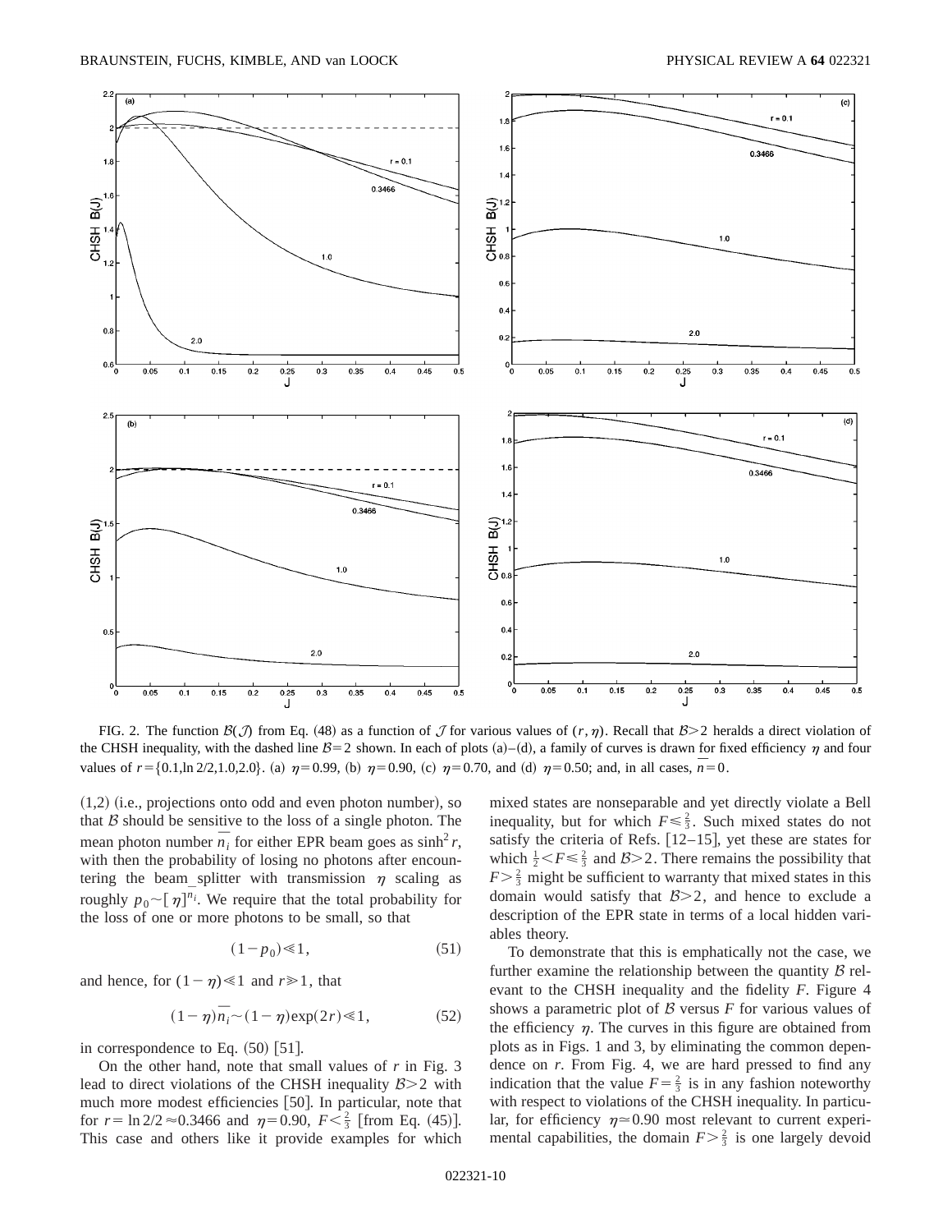FIG. 2. The function $\mathcal{B}(\mathcal{J})$ from Eq. (48) as a function of $\mathcal{J}$ for various values of $(r,\eta)$. Recall that $\mathcal{B}>2$ heralds a direct violation of the CHSH inequality, with the dashed line $\mathcal{B}=2$ shown. In each of plots (a)–(d), a family of curves is drawn for fixed efficiency $\eta$ and four values of $r=\{0.1,\ln 2/2,1.0,2.0\}$. (a) $\eta=0.99$, (b) $\eta=0.90$, (c) $\eta=0.70$, and (d) $\eta=0.50$; and, in all cases, $\bar{n}=0$.

(1,2) (i.e., projections onto odd and even photon number), so that $\mathcal{B}$ should be sensitive to the loss of a single photon. The mean photon number $\bar{n}_i$ for either EPR beam goes as $\sinh^2 r$, with then the probability of losing no photons after encountering the beam_splitter with transmission $\eta$ scaling as roughly $p_0 \sim [\eta]^{\bar{n}_i}$. We require that the total probability for the loss of one or more photons to be small, so that

$$(1-p_0) \ll 1, \tag{51}$$

and hence, for $(1-\eta)\ll 1$ and $r \gg 1$, that

$$(1-\eta)\bar{n}_i \sim (1-\eta)\exp(2r) \ll 1, \tag{52}$$

in correspondence to Eq. (50) [51].

On the other hand, note that small values of $r$ in Fig. 3 lead to direct violations of the CHSH inequality $\mathcal{B}>2$ with much more modest efficiencies [50]. In particular, note that for $r=\ln 2/2 \approx 0.3466$ and $\eta=0.90$, $F<\frac{2}{3}$ [from Eq. (45)]. This case and others like it provide examples for which mixed states are nonseparable and yet directly violate a Bell inequality, but for which $F\leq\frac{2}{3}$. Such mixed states do not satisfy the criteria of Refs. [12–15], yet these are states for which $\frac{1}{2}<F\leq\frac{2}{3}$ and $\mathcal{B}>2$. There remains the possibility that $F>\frac{2}{3}$ might be sufficient to warranty that mixed states in this domain would satisfy that $\mathcal{B}>2$, and hence to exclude a description of the EPR state in terms of a local hidden variables theory.

To demonstrate that this is emphatically not the case, we further examine the relationship between the quantity $\mathcal{B}$ relevant to the CHSH inequality and the fidelity $F$. Figure 4 shows a parametric plot of $\mathcal{B}$ versus $F$ for various values of the efficiency $\eta$. The curves in this figure are obtained from plots as in Figs. 1 and 3, by eliminating the common dependence on $r$. From Fig. 4, we are hard pressed to find any indication that the value $F=\frac{2}{3}$ is in any fashion noteworthy with respect to violations of the CHSH inequality. In particular, for efficiency $\eta\simeq 0.90$ most relevant to current experimental capabilities, the domain $F>\frac{2}{3}$ is one largely devoid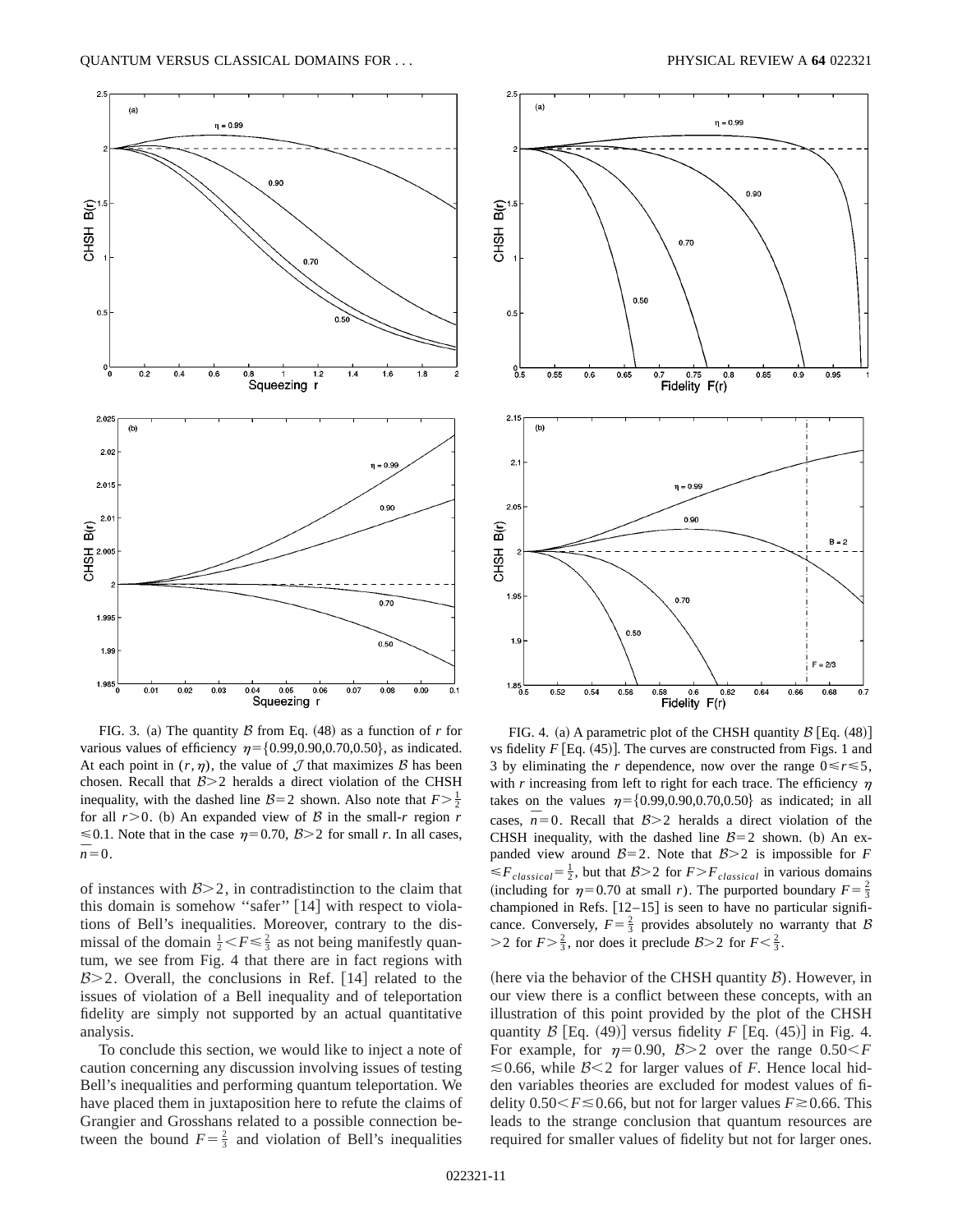FIG. 3. (a) The quantity $\mathcal{B}$ from Eq. (48) as a function of $r$ for various values of efficiency $\eta = \{0.99, 0.90, 0.70, 0.50\}$, as indicated. At each point in $(r, \eta)$, the value of $\mathcal{J}$ that maximizes $\mathcal{B}$ has been chosen. Recall that $\mathcal{B} > 2$ heralds a direct violation of the CHSH inequality, with the dashed line $\mathcal{B} = 2$ shown. Also note that $F > \frac{1}{2}$ for all $r > 0$. (b) An expanded view of $\mathcal{B}$ in the small-$r$ region $r \leq 0.1$. Note that in the case $\eta = 0.70$, $\mathcal{B} > 2$ for small $r$. In all cases, $\bar{n} = 0$.

FIG. 4. (a) A parametric plot of the CHSH quantity $\mathcal{B}$ [Eq. (48)] vs fidelity $F$ [Eq. (45)]. The curves are constructed from Figs. 1 and 3 by eliminating the $r$ dependence, now over the range $0 \leq r \leq 5$, with $r$ increasing from left to right for each trace. The efficiency $\eta$ takes on the values $\eta = \{0.99, 0.90, 0.70, 0.50\}$ as indicated; in all cases, $\bar{n} = 0$. Recall that $\mathcal{B} > 2$ heralds a direct violation of the CHSH inequality, with the dashed line $\mathcal{B} = 2$ shown. (b) An expanded view around $\mathcal{B} = 2$. Note that $\mathcal{B} > 2$ is impossible for $F \leq F_{classical} = \frac{1}{2}$, but that $\mathcal{B} > 2$ for $F > F_{classical}$ in various domains (including for $\eta = 0.70$ at small $r$). The purported boundary $F = \frac{2}{3}$ championed in Refs. [12–15] is seen to have no particular significance. Conversely, $F = \frac{2}{3}$ provides absolutely no warranty that $\mathcal{B} > 2$ for $F > \frac{2}{3}$, nor does it preclude $\mathcal{B} > 2$ for $F < \frac{2}{3}$.

of instances with $\mathcal{B} > 2$, in contradistinction to the claim that this domain is somehow "safer" [14] with respect to violations of Bell's inequalities. Moreover, contrary to the dismissal of the domain $\frac{1}{2} < F \leq \frac{2}{3}$ as not being manifestly quantum, we see from Fig. 4 that there are in fact regions with $\mathcal{B} > 2$. Overall, the conclusions in Ref. [14] related to the issues of violation of a Bell inequality and of teleportation fidelity are simply not supported by an actual quantitative analysis.

To conclude this section, we would like to inject a note of caution concerning any discussion involving issues of testing Bell's inequalities and performing quantum teleportation. We have placed them in juxtaposition here to refute the claims of Grangier and Grosshans related to a possible connection between the bound $F = \frac{2}{3}$ and violation of Bell's inequalities (here via the behavior of the CHSH quantity $\mathcal{B}$). However, in our view there is a conflict between these concepts, with an illustration of this point provided by the plot of the CHSH quantity $\mathcal{B}$ [Eq. (49)] versus fidelity $F$ [Eq. (45)] in Fig. 4. For example, for $\eta = 0.90$, $\mathcal{B} > 2$ over the range $0.50 < F \leq 0.66$, while $\mathcal{B} < 2$ for larger values of $F$. Hence local hidden variables theories are excluded for modest values of fidelity $0.50 < F \lesssim 0.66$, but not for larger values $F \gtrsim 0.66$. This leads to the strange conclusion that quantum resources are required for smaller values of fidelity but not for larger ones.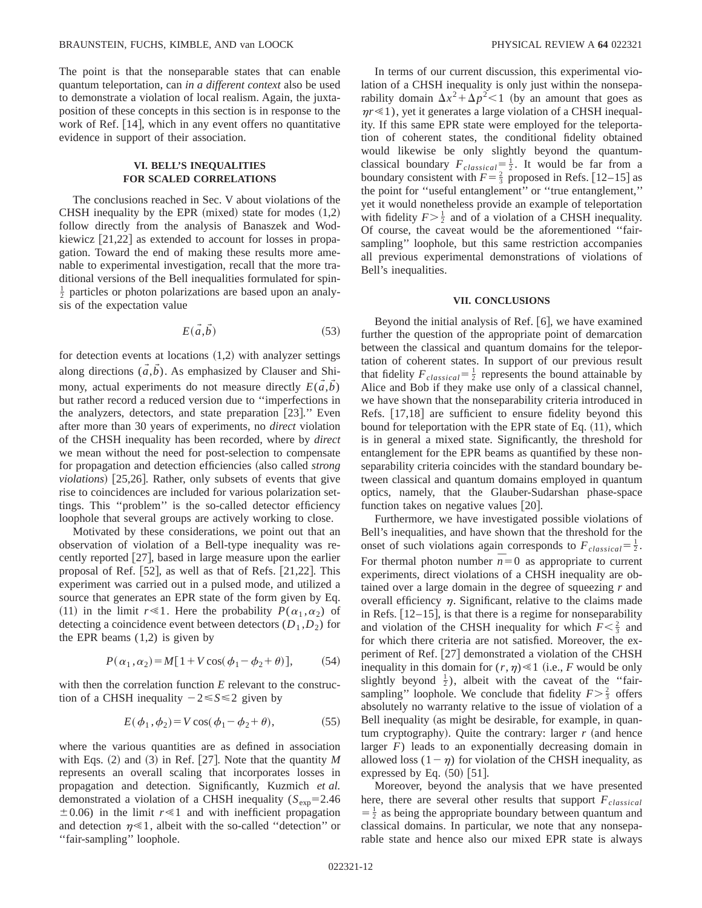The point is that the nonseparable states that can enable quantum teleportation, can *in a different context* also be used to demonstrate a violation of local realism. Again, the juxtaposition of these concepts in this section is in response to the work of Ref. [14], which in any event offers no quantitative evidence in support of their association.

## VI. BELL'S INEQUALITIES FOR SCALED CORRELATIONS

The conclusions reached in Sec. V about violations of the CHSH inequality by the EPR (mixed) state for modes (1,2) follow directly from the analysis of Banaszek and Wodkiewicz [21,22] as extended to account for losses in propagation. Toward the end of making these results more amenable to experimental investigation, recall that the more traditional versions of the Bell inequalities formulated for spin-$\frac{1}{2}$ particles or photon polarizations are based upon an analysis of the expectation value

$$E(\vec{a},\vec{b}) \tag{53}$$

for detection events at locations (1,2) with analyzer settings along directions $(\vec{a},\vec{b})$. As emphasized by Clauser and Shimony, actual experiments do not measure directly $E(\vec{a},\vec{b})$ but rather record a reduced version due to "imperfections in the analyzers, detectors, and state preparation [23]." Even after more than 30 years of experiments, no *direct* violation of the CHSH inequality has been recorded, where by *direct* we mean without the need for post-selection to compensate for propagation and detection efficiencies (also called *strong violations*) [25,26]. Rather, only subsets of events that give rise to coincidences are included for various polarization settings. This "problem" is the so-called detector efficiency loophole that several groups are actively working to close.

Motivated by these considerations, we point out that an observation of violation of a Bell-type inequality was recently reported [27], based in large measure upon the earlier proposal of Ref. [52], as well as that of Refs. [21,22]. This experiment was carried out in a pulsed mode, and utilized a source that generates an EPR state of the form given by Eq. (11) in the limit $r \ll 1$. Here the probability $P(\alpha_1,\alpha_2)$ of detecting a coincidence event between detectors $(D_1,D_2)$ for the EPR beams (1,2) is given by

$$P(\alpha_1,\alpha_2)=M[1+V\cos(\phi_1-\phi_2+\theta)], \tag{54}$$

with then the correlation function $E$ relevant to the construction of a CHSH inequality $-2 \leqslant S \leqslant 2$ given by

$$E(\phi_1,\phi_2)=V\cos(\phi_1-\phi_2+\theta), \tag{55}$$

where the various quantities are as defined in association with Eqs. (2) and (3) in Ref. [27]. Note that the quantity $M$ represents an overall scaling that incorporates losses in propagation and detection. Significantly, Kuzmich *et al.* demonstrated a violation of a CHSH inequality ($S_{\mathrm{exp}}=2.46 \pm 0.06$) in the limit $r \ll 1$ and with inefficient propagation and detection $\eta \ll 1$, albeit with the so-called "detection" or "fair-sampling" loophole.

In terms of our current discussion, this experimental violation of a CHSH inequality is only just within the nonseparability domain $\Delta x^2+\Delta p^2<1$ (by an amount that goes as $\eta r \ll 1$), yet it generates a large violation of a CHSH inequality. If this same EPR state were employed for the teleportation of coherent states, the conditional fidelity obtained would likewise be only slightly beyond the quantum-classical boundary $F_{classical}=\frac{1}{2}$. It would be far from a boundary consistent with $F=\frac{2}{3}$ proposed in Refs. [12–15] as the point for "useful entanglement" or "true entanglement," yet it would nonetheless provide an example of teleportation with fidelity $F>\frac{1}{2}$ and of a violation of a CHSH inequality. Of course, the caveat would be the aforementioned "fair-sampling" loophole, but this same restriction accompanies all previous experimental demonstrations of violations of Bell's inequalities.

## VII. CONCLUSIONS

Beyond the initial analysis of Ref. [6], we have examined further the question of the appropriate point of demarcation between the classical and quantum domains for the teleportation of coherent states. In support of our previous result that fidelity $F_{classical}=\frac{1}{2}$ represents the bound attainable by Alice and Bob if they make use only of a classical channel, we have shown that the nonseparability criteria introduced in Refs. [17,18] are sufficient to ensure fidelity beyond this bound for teleportation with the EPR state of Eq. (11), which is in general a mixed state. Significantly, the threshold for entanglement for the EPR beams as quantified by these nonseparability criteria coincides with the standard boundary between classical and quantum domains employed in quantum optics, namely, that the Glauber-Sudarshan phase-space function takes on negative values [20].

Furthermore, we have investigated possible violations of Bell's inequalities, and have shown that the threshold for the onset of such violations again corresponds to $F_{classical}=\frac{1}{2}$. For thermal photon number $\bar{n}=0$ as appropriate to current experiments, direct violations of a CHSH inequality are obtained over a large domain in the degree of squeezing $r$ and overall efficiency $\eta$. Significant, relative to the claims made in Refs. [12–15], is that there is a regime for nonseparability and violation of the CHSH inequality for which $F<\frac{2}{3}$ and for which there criteria are not satisfied. Moreover, the experiment of Ref. [27] demonstrated a violation of the CHSH inequality in this domain for $(r,\eta) \ll 1$ (i.e., $F$ would be only slightly beyond $\frac{1}{2}$), albeit with the caveat of the "fair-sampling" loophole. We conclude that fidelity $F>\frac{2}{3}$ offers absolutely no warranty relative to the issue of violation of a Bell inequality (as might be desirable, for example, in quantum cryptography). Quite the contrary: larger $r$ (and hence larger $F$) leads to an exponentially decreasing domain in allowed loss $(1-\eta)$ for violation of the CHSH inequality, as expressed by Eq. (50) [51].

Moreover, beyond the analysis that we have presented here, there are several other results that support $F_{classical}=\frac{1}{2}$ as being the appropriate boundary between quantum and classical domains. In particular, we note that any nonseparable state and hence also our mixed EPR state is always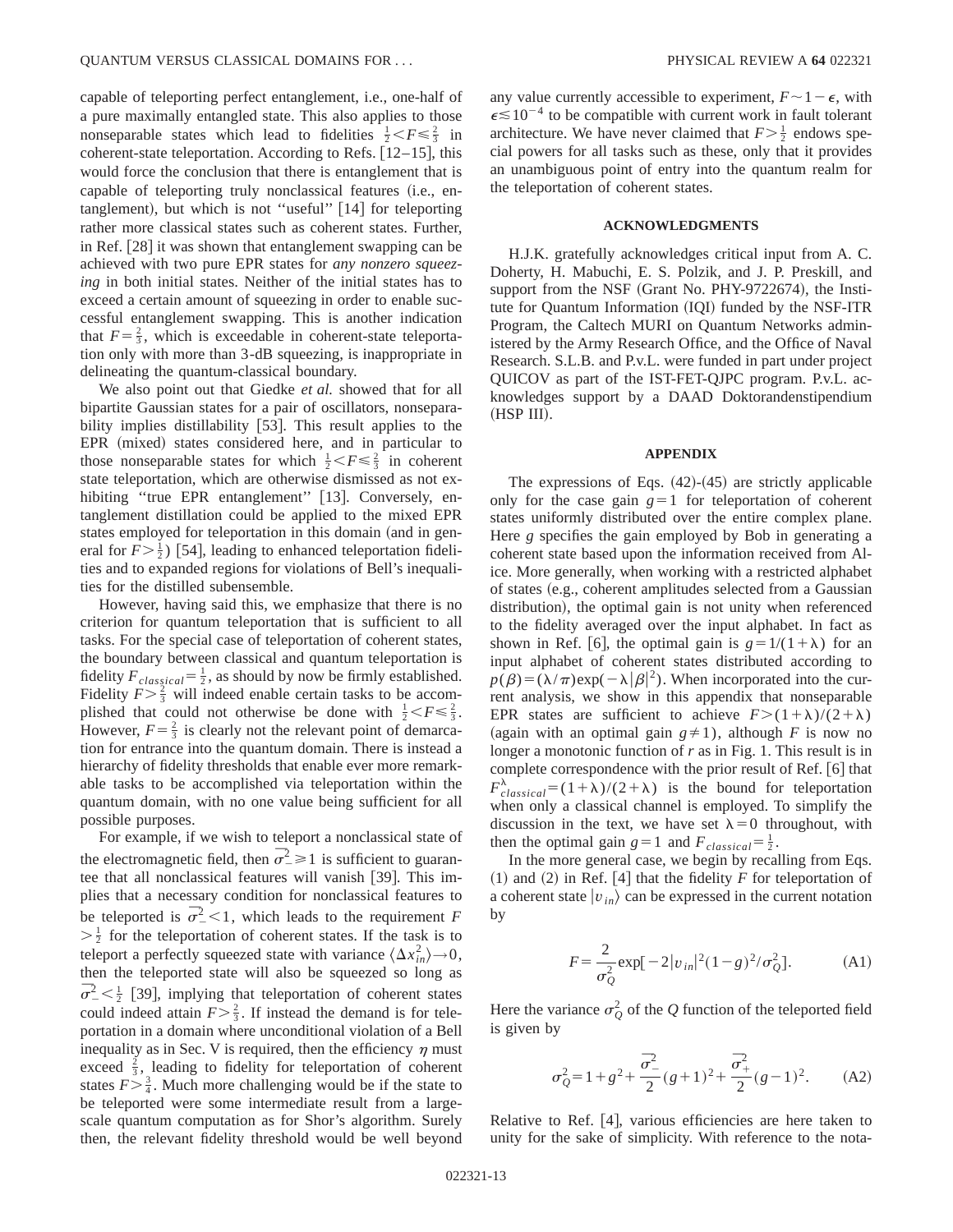capable of teleporting perfect entanglement, i.e., one-half of a pure maximally entangled state. This also applies to those nonseparable states which lead to fidelities $\frac{1}{2} < F \leq \frac{2}{3}$ in coherent-state teleportation. According to Refs. [12–15], this would force the conclusion that there is entanglement that is capable of teleporting truly nonclassical features (i.e., entanglement), but which is not "useful" [14] for teleporting rather more classical states such as coherent states. Further, in Ref. [28] it was shown that entanglement swapping can be achieved with two pure EPR states for *any nonzero squeezing* in both initial states. Neither of the initial states has to exceed a certain amount of squeezing in order to enable successful entanglement swapping. This is another indication that $F=\frac{2}{3}$, which is exceedable in coherent-state teleportation only with more than 3-dB squeezing, is inappropriate in delineating the quantum-classical boundary.

We also point out that Giedke *et al.* showed that for all bipartite Gaussian states for a pair of oscillators, nonseparability implies distillability [53]. This result applies to the EPR (mixed) states considered here, and in particular to those nonseparable states for which $\frac{1}{2} < F \leq \frac{2}{3}$ in coherent state teleportation, which are otherwise dismissed as not exhibiting "true EPR entanglement" [13]. Conversely, entanglement distillation could be applied to the mixed EPR states employed for teleportation in this domain (and in general for $F > \frac{1}{2}$) [54], leading to enhanced teleportation fidelities and to expanded regions for violations of Bell's inequalities for the distilled subensemble.

However, having said this, we emphasize that there is no criterion for quantum teleportation that is sufficient to all tasks. For the special case of teleportation of coherent states, the boundary between classical and quantum teleportation is fidelity $F_{classical}=\frac{1}{2}$, as should by now be firmly established. Fidelity $F > \frac{2}{3}$ will indeed enable certain tasks to be accomplished that could not otherwise be done with $\frac{1}{2} < F \leq \frac{2}{3}$. However, $F=\frac{2}{3}$ is clearly not the relevant point of demarcation for entrance into the quantum domain. There is instead a hierarchy of fidelity thresholds that enable ever more remarkable tasks to be accomplished via teleportation within the quantum domain, with no one value being sufficient for all possible purposes.

For example, if we wish to teleport a nonclassical state of the electromagnetic field, then $\overline{\sigma}_-^2 \geq 1$ is sufficient to guarantee that all nonclassical features will vanish [39]. This implies that a necessary condition for nonclassical features to be teleported is $\overline{\sigma}_-^2 < 1$, which leads to the requirement $F > \frac{1}{2}$ for the teleportation of coherent states. If the task is to teleport a perfectly squeezed state with variance $\langle \Delta x_{in}^2 \rangle \to 0$, then the teleported state will also be squeezed so long as $\overline{\sigma}_-^2 < \frac{1}{2}$ [39], implying that teleportation of coherent states could indeed attain $F > \frac{2}{3}$. If instead the demand is for teleportation in a domain where unconditional violation of a Bell inequality as in Sec. V is required, then the efficiency $\eta$ must exceed $\frac{2}{3}$, leading to fidelity for teleportation of coherent states $F > \frac{3}{4}$. Much more challenging would be if the state to be teleported were some intermediate result from a large-scale quantum computation as for Shor's algorithm. Surely then, the relevant fidelity threshold would be well beyond any value currently accessible to experiment, $F \sim 1-\epsilon$, with $\epsilon \lesssim 10^{-4}$ to be compatible with current work in fault tolerant architecture. We have never claimed that $F > \frac{1}{2}$ endows special powers for all tasks such as these, only that it provides an unambiguous point of entry into the quantum realm for the teleportation of coherent states.

## ACKNOWLEDGMENTS

H.J.K. gratefully acknowledges critical input from A. C. Doherty, H. Mabuchi, E. S. Polzik, and J. P. Preskill, and support from the NSF (Grant No. PHY-9722674), the Institute for Quantum Information (IQI) funded by the NSF-ITR Program, the Caltech MURI on Quantum Networks administered by the Army Research Office, and the Office of Naval Research. S.L.B. and P.v.L. were funded in part under project QUICOV as part of the IST-FET-QJPC program. P.v.L. acknowledges support by a DAAD Doktorandenstipendium (HSP III).

## APPENDIX

The expressions of Eqs. (42)-(45) are strictly applicable only for the case gain $g=1$ for teleportation of coherent states uniformly distributed over the entire complex plane. Here $g$ specifies the gain employed by Bob in generating a coherent state based upon the information received from Alice. More generally, when working with a restricted alphabet of states (e.g., coherent amplitudes selected from a Gaussian distribution), the optimal gain is not unity when referenced to the fidelity averaged over the input alphabet. In fact as shown in Ref. [6], the optimal gain is $g=1/(1+\lambda)$ for an input alphabet of coherent states distributed according to $p(\beta)=(\lambda/\pi)\exp(-\lambda|\beta|^2)$. When incorporated into the current analysis, we show in this appendix that nonseparable EPR states are sufficient to achieve $F > (1+\lambda)/(2+\lambda)$ (again with an optimal gain $g \neq 1$), although $F$ is now no longer a monotonic function of $r$ as in Fig. 1. This result is in complete correspondence with the prior result of Ref. [6] that $F_{classical}^{\lambda}=(1+\lambda)/(2+\lambda)$ is the bound for teleportation when only a classical channel is employed. To simplify the discussion in the text, we have set $\lambda=0$ throughout, with then the optimal gain $g=1$ and $F_{classical}=\frac{1}{2}$.

In the more general case, we begin by recalling from Eqs. (1) and (2) in Ref. [4] that the fidelity $F$ for teleportation of a coherent state $|v_{in}\rangle$ can be expressed in the current notation by

$$F=\frac{2}{\sigma_Q^2}\exp[-2|v_{in}|^2(1-g)^2/\sigma_Q^2]. \tag{A1}$$

Here the variance $\sigma_Q^2$ of the $Q$ function of the teleported field is given by

$$\sigma_Q^2=1+g^2+\frac{\overline{\sigma}_-^2}{2}(g+1)^2+\frac{\overline{\sigma}_+^2}{2}(g-1)^2. \tag{A2}$$

Relative to Ref. [4], various efficiencies are here taken to unity for the sake of simplicity. With reference to the nota-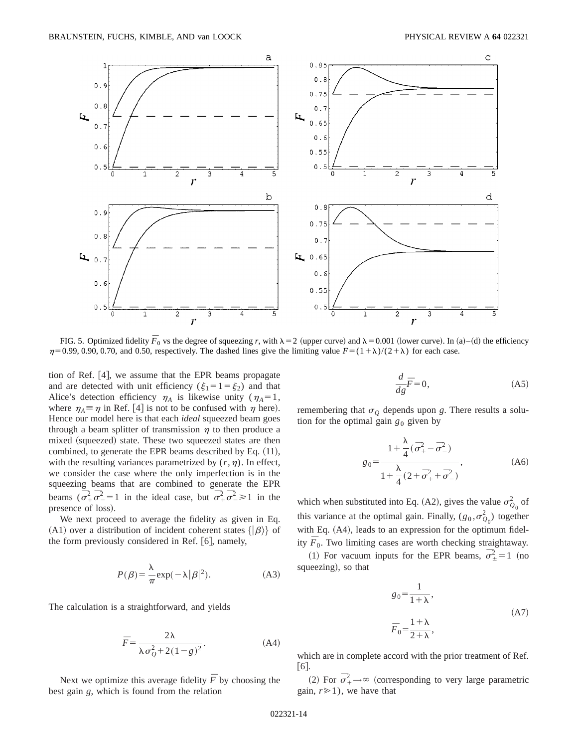FIG. 5. Optimized fidelity $\bar{F}_0$ vs the degree of squeezing $r$, with $\lambda=2$ (upper curve) and $\lambda=0.001$ (lower curve). In (a)–(d) the efficiency $\eta=0.99$, 0.90, 0.70, and 0.50, respectively. The dashed lines give the limiting value $F=(1+\lambda)/(2+\lambda)$ for each case.

tion of Ref. [4], we assume that the EPR beams propagate and are detected with unit efficiency ($\xi_1=1=\xi_2$) and that Alice's detection efficiency $\eta_A$ is likewise unity ($\eta_A=1$, where $\eta_A\equiv\eta$ in Ref. [4] is not to be confused with $\eta$ here). Hence our model here is that each *ideal* squeezed beam goes through a beam splitter of transmission $\eta$ to then produce a mixed (squeezed) state. These two squeezed states are then combined, to generate the EPR beams described by Eq. (11), with the resulting variances parametrized by $(r,\eta)$. In effect, we consider the case where the only imperfection is in the squeezing beams that are combined to generate the EPR beams ($\overline{\sigma_+^2}\,\overline{\sigma_-^2}=1$ in the ideal case, but $\overline{\sigma_+^2}\,\overline{\sigma_-^2}\geqslant 1$ in the presence of loss).

We next proceed to average the fidelity as given in Eq. (A1) over a distribution of incident coherent states $\{|\beta\rangle\}$ of the form previously considered in Ref. [6], namely,

$$P(\beta)=\frac{\lambda}{\pi}\exp(-\lambda|\beta|^2). \tag{A3}$$

The calculation is a straightforward, and yields

$$\bar{F}=\frac{2\lambda}{\lambda\sigma_Q^2+2(1-g)^2}. \tag{A4}$$

Next we optimize this average fidelity $\bar{F}$ by choosing the best gain $g$, which is found from the relation

$$\frac{d}{dg}\bar{F}=0, \tag{A5}$$

remembering that $\sigma_Q$ depends upon $g$. There results a solution for the optimal gain $g_0$ given by

$$g_0=\frac{1+\dfrac{\lambda}{4}(\overline{\sigma_+^2}-\overline{\sigma_-^2})}{1+\dfrac{\lambda}{4}(2+\overline{\sigma_+^2}+\overline{\sigma_-^2})}, \tag{A6}$$

which when substituted into Eq. (A2), gives the value $\sigma_{Q_0}^2$ of this variance at the optimal gain. Finally, $(g_0,\sigma_{Q_0}^2)$ together with Eq. (A4), leads to an expression for the optimum fidelity $\bar{F}_0$. Two limiting cases are worth checking straightaway.

(1) For vacuum inputs for the EPR beams, $\overline{\sigma_\pm^2}=1$ (no squeezing), so that

$$g_0=\frac{1}{1+\lambda},$$
$$\bar{F}_0=\frac{1+\lambda}{2+\lambda}, \tag{A7}$$

which are in complete accord with the prior treatment of Ref. [6].

(2) For $\overline{\sigma_+^2}\to\infty$ (corresponding to very large parametric gain, $r\gg 1$), we have that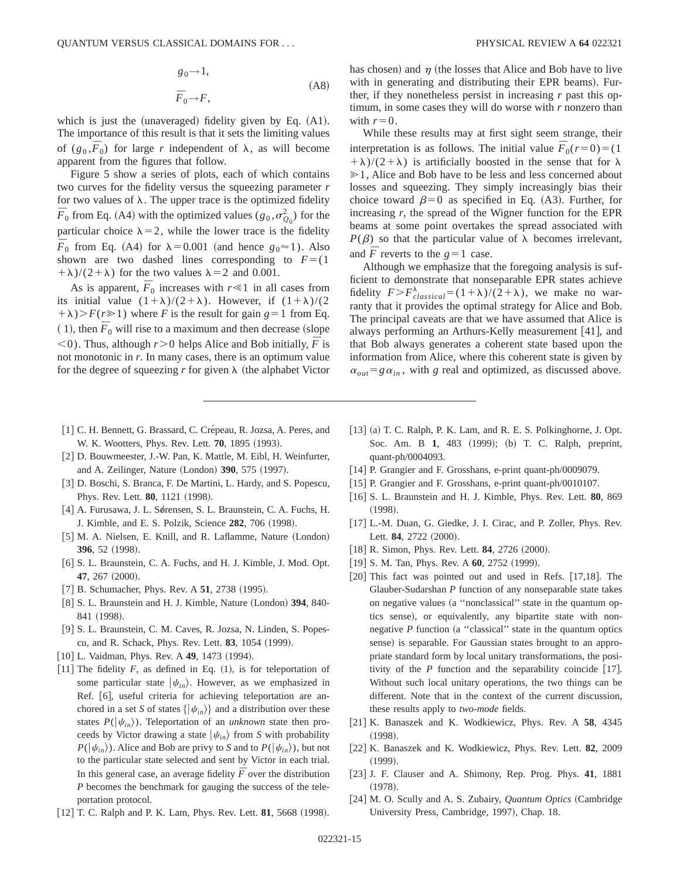$$g_0 \to 1,$$
$$\bar{F}_0 \to F, \tag{A8}$$

which is just the (unaveraged) fidelity given by Eq. (A1). The importance of this result is that it sets the limiting values of $(g_0, \bar{F}_0)$ for large $r$ independent of $\lambda$, as will become apparent from the figures that follow.

Figure 5 show a series of plots, each of which contains two curves for the fidelity versus the squeezing parameter $r$ for two values of $\lambda$. The upper trace is the optimized fidelity $\bar{F}_0$ from Eq. (A4) with the optimized values $(g_0, \sigma^2_{Q_0})$ for the particular choice $\lambda = 2$, while the lower trace is the fidelity $\bar{F}_0$ from Eq. (A4) for $\lambda = 0.001$ (and hence $g_0 \approx 1$). Also shown are two dashed lines corresponding to $F = (1+\lambda)/(2+\lambda)$ for the two values $\lambda = 2$ and 0.001.

As is apparent, $\bar{F}_0$ increases with $r \ll 1$ in all cases from its initial value $(1+\lambda)/(2+\lambda)$. However, if $(1+\lambda)/(2+\lambda) > F(r \gg 1)$ where $F$ is the result for gain $g = 1$ from Eq. (1), then $\bar{F}_0$ will rise to a maximum and then decrease (slope $< 0$). Thus, although $r > 0$ helps Alice and Bob initially, $\bar{F}$ is not monotonic in $r$. In many cases, there is an optimum value for the degree of squeezing $r$ for given $\lambda$ (the alphabet Victor has chosen) and $\eta$ (the losses that Alice and Bob have to live with in generating and distributing their EPR beams). Further, if they nonetheless persist in increasing $r$ past this optimum, in some cases they will do worse with $r$ nonzero than with $r = 0$.

While these results may at first sight seem strange, their interpretation is as follows. The initial value $\bar{F}_0(r=0) = (1+\lambda)/(2+\lambda)$ is artificially boosted in the sense that for $\lambda \gg 1$, Alice and Bob have to be less and less concerned about losses and squeezing. They simply increasingly bias their choice toward $\beta = 0$ as specified in Eq. (A3). Further, for increasing $r$, the spread of the Wigner function for the EPR beams at some point overtakes the spread associated with $P(\beta)$ so that the particular value of $\lambda$ becomes irrelevant, and $\bar{F}$ reverts to the $g = 1$ case.

Although we emphasize that the foregoing analysis is sufficient to demonstrate that nonseparable EPR states achieve fidelity $F > F^{\lambda}_{classical} = (1+\lambda)/(2+\lambda)$, we make no warranty that it provides the optimal strategy for Alice and Bob. The principal caveats are that we have assumed that Alice is always performing an Arthurs-Kelly measurement [41], and that Bob always generates a coherent state based upon the information from Alice, where this coherent state is given by $\alpha_{out} = g\alpha_{in}$, with $g$ real and optimized, as discussed above.

---

[1] C. H. Bennett, G. Brassard, C. Crépeau, R. Jozsa, A. Peres, and W. K. Wootters, Phys. Rev. Lett. **70**, 1895 (1993).

[2] D. Bouwmeester, J.-W. Pan, K. Mattle, M. Eibl, H. Weinfurter, and A. Zeilinger, Nature (London) **390**, 575 (1997).

[3] D. Boschi, S. Branca, F. De Martini, L. Hardy, and S. Popescu, Phys. Rev. Lett. **80**, 1121 (1998).

[4] A. Furusawa, J. L. Sørensen, S. L. Braunstein, C. A. Fuchs, H. J. Kimble, and E. S. Polzik, Science **282**, 706 (1998).

[5] M. A. Nielsen, E. Knill, and R. Laflamme, Nature (London) **396**, 52 (1998).

[6] S. L. Braunstein, C. A. Fuchs, and H. J. Kimble, J. Mod. Opt. **47**, 267 (2000).

[7] B. Schumacher, Phys. Rev. A **51**, 2738 (1995).

[8] S. L. Braunstein and H. J. Kimble, Nature (London) **394**, 840-841 (1998).

[9] S. L. Braunstein, C. M. Caves, R. Jozsa, N. Linden, S. Popescu, and R. Schack, Phys. Rev. Lett. **83**, 1054 (1999).

[10] L. Vaidman, Phys. Rev. A **49**, 1473 (1994).

[11] The fidelity $F$, as defined in Eq. (1), is for teleportation of some particular state $|\psi_{in}\rangle$. However, as we emphasized in Ref. [6], useful criteria for achieving teleportation are anchored in a set $S$ of states $\{|\psi_{in}\rangle\}$ and a distribution over these states $P(|\psi_{in}\rangle)$. Teleportation of an *unknown* state then proceeds by Victor drawing a state $|\psi_{in}\rangle$ from $S$ with probability $P(|\psi_{in}\rangle)$. Alice and Bob are privy to $S$ and to $P(|\psi_{in}\rangle)$, but not to the particular state selected and sent by Victor in each trial. In this general case, an average fidelity $\bar{F}$ over the distribution $P$ becomes the benchmark for gauging the success of the teleportation protocol.

[12] T. C. Ralph and P. K. Lam, Phys. Rev. Lett. **81**, 5668 (1998).

[13] (a) T. C. Ralph, P. K. Lam, and R. E. S. Polkinghorne, J. Opt. Soc. Am. B **1**, 483 (1999); (b) T. C. Ralph, preprint, quant-ph/0004093.

[14] P. Grangier and F. Grosshans, e-print quant-ph/0009079.

[15] P. Grangier and F. Grosshans, e-print quant-ph/0010107.

[16] S. L. Braunstein and H. J. Kimble, Phys. Rev. Lett. **80**, 869 (1998).

[17] L.-M. Duan, G. Giedke, J. I. Cirac, and P. Zoller, Phys. Rev. Lett. **84**, 2722 (2000).

[18] R. Simon, Phys. Rev. Lett. **84**, 2726 (2000).

[19] S. M. Tan, Phys. Rev. A **60**, 2752 (1999).

[20] This fact was pointed out and used in Refs. [17,18]. The Glauber-Sudarshan $P$ function of any nonseparable state takes on negative values (a ''nonclassical'' state in the quantum optics sense), or equivalently, any bipartite state with nonnegative $P$ function (a ''classical'' state in the quantum optics sense) is separable. For Gaussian states brought to an appropriate standard form by local unitary transformations, the positivity of the $P$ function and the separability coincide [17]. Without such local unitary operations, the two things can be different. Note that in the context of the current discussion, these results apply to *two-mode* fields.

[21] K. Banaszek and K. Wodkiewicz, Phys. Rev. A **58**, 4345 (1998).

[22] K. Banaszek and K. Wodkiewicz, Phys. Rev. Lett. **82**, 2009 (1999).

[23] J. F. Clauser and A. Shimony, Rep. Prog. Phys. **41**, 1881 (1978).

[24] M. O. Scully and A. S. Zubairy, *Quantum Optics* (Cambridge University Press, Cambridge, 1997), Chap. 18.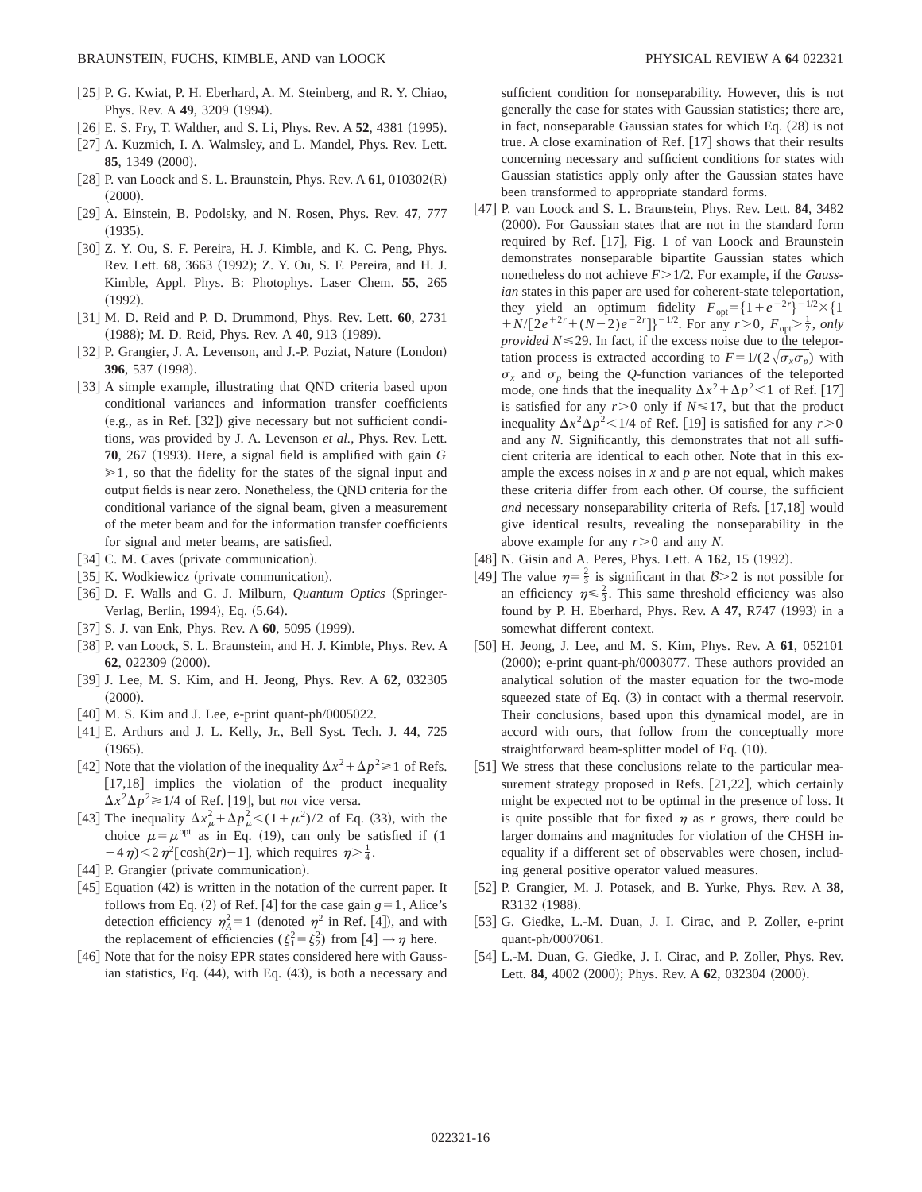[25] P. G. Kwiat, P. H. Eberhard, A. M. Steinberg, and R. Y. Chiao, Phys. Rev. A **49**, 3209 (1994).

[26] E. S. Fry, T. Walther, and S. Li, Phys. Rev. A **52**, 4381 (1995).

[27] A. Kuzmich, I. A. Walmsley, and L. Mandel, Phys. Rev. Lett. **85**, 1349 (2000).

[28] P. van Loock and S. L. Braunstein, Phys. Rev. A **61**, 010302(R) (2000).

[29] A. Einstein, B. Podolsky, and N. Rosen, Phys. Rev. **47**, 777 (1935).

[30] Z. Y. Ou, S. F. Pereira, H. J. Kimble, and K. C. Peng, Phys. Rev. Lett. **68**, 3663 (1992); Z. Y. Ou, S. F. Pereira, and H. J. Kimble, Appl. Phys. B: Photophys. Laser Chem. **55**, 265 (1992).

[31] M. D. Reid and P. D. Drummond, Phys. Rev. Lett. **60**, 2731 (1988); M. D. Reid, Phys. Rev. A **40**, 913 (1989).

[32] P. Grangier, J. A. Levenson, and J.-P. Poziat, Nature (London) **396**, 537 (1998).

[33] A simple example, illustrating that QND criteria based upon conditional variances and information transfer coefficients (e.g., as in Ref. [32]) give necessary but not sufficient conditions, was provided by J. A. Levenson *et al.*, Phys. Rev. Lett. **70**, 267 (1993). Here, a signal field is amplified with gain $G \gg 1$, so that the fidelity for the states of the signal input and output fields is near zero. Nonetheless, the QND criteria for the conditional variance of the signal beam, given a measurement of the meter beam and for the information transfer coefficients for signal and meter beams, are satisfied.

[34] C. M. Caves (private communication).

[35] K. Wodkiewicz (private communication).

[36] D. F. Walls and G. J. Milburn, *Quantum Optics* (Springer-Verlag, Berlin, 1994), Eq. (5.64).

[37] S. J. van Enk, Phys. Rev. A **60**, 5095 (1999).

[38] P. van Loock, S. L. Braunstein, and H. J. Kimble, Phys. Rev. A **62**, 022309 (2000).

[39] J. Lee, M. S. Kim, and H. Jeong, Phys. Rev. A **62**, 032305 (2000).

[40] M. S. Kim and J. Lee, e-print quant-ph/0005022.

[41] E. Arthurs and J. L. Kelly, Jr., Bell Syst. Tech. J. **44**, 725 (1965).

[42] Note that the violation of the inequality $\Delta x^2 + \Delta p^2 \geq 1$ of Refs. [17,18] implies the violation of the product inequality $\Delta x^2 \Delta p^2 \geq 1/4$ of Ref. [19], but *not* vice versa.

[43] The inequality $\Delta x_\mu^2 + \Delta p_\mu^2 < (1+\mu^2)/2$ of Eq. (33), with the choice $\mu = \mu^{\rm opt}$ as in Eq. (19), can only be satisfied if $(1-4\eta) < 2\eta^2[\cosh(2r)-1]$, which requires $\eta > \frac{1}{4}$.

[44] P. Grangier (private communication).

[45] Equation (42) is written in the notation of the current paper. It follows from Eq. (2) of Ref. [4] for the case gain $g=1$, Alice's detection efficiency $\eta_A^2 = 1$ (denoted $\eta^2$ in Ref. [4]), and with the replacement of efficiencies $(\xi_1^2 = \xi_2^2)$ from [4] $\rightarrow \eta$ here.

[46] Note that for the noisy EPR states considered here with Gaussian statistics, Eq. (44), with Eq. (43), is both a necessary and sufficient condition for nonseparability. However, this is not generally the case for states with Gaussian statistics; there are, in fact, nonseparable Gaussian states for which Eq. (28) is not true. A close examination of Ref. [17] shows that their results concerning necessary and sufficient conditions for states with Gaussian statistics apply only after the Gaussian states have been transformed to appropriate standard forms.

[47] P. van Loock and S. L. Braunstein, Phys. Rev. Lett. **84**, 3482 (2000). For Gaussian states that are not in the standard form required by Ref. [17], Fig. 1 of van Loock and Braunstein demonstrates nonseparable bipartite Gaussian states which nonetheless do not achieve $F > 1/2$. For example, if the *Gaussian* states in this paper are used for coherent-state teleportation, they yield an optimum fidelity $F_{\rm opt} = \{1 + e^{-2r}\}^{-1/2} \times \{1 + N/[2e^{+2r} + (N-2)e^{-2r}]\}^{-1/2}$. For any $r > 0$, $F_{\rm opt} > \frac{1}{2}$, *only provided* $N \leq 29$. In fact, if the excess noise due to the teleportation process is extracted according to $F = 1/(2\sqrt{\sigma_x \sigma_p})$ with $\sigma_x$ and $\sigma_p$ being the $Q$-function variances of the teleported mode, one finds that the inequality $\Delta x^2 + \Delta p^2 < 1$ of Ref. [17] is satisfied for any $r > 0$ only if $N \leq 17$, but that the product inequality $\Delta x^2 \Delta p^2 < 1/4$ of Ref. [19] is satisfied for any $r > 0$ and any $N$. Significantly, this demonstrates that not all sufficient criteria are identical to each other. Note that in this example the excess noises in $x$ and $p$ are not equal, which makes these criteria differ from each other. Of course, the sufficient *and* necessary nonseparability criteria of Refs. [17,18] would give identical results, revealing the nonseparability in the above example for any $r > 0$ and any $N$.

[48] N. Gisin and A. Peres, Phys. Lett. A **162**, 15 (1992).

[49] The value $\eta = \frac{2}{3}$ is significant in that $\mathcal{B} > 2$ is not possible for an efficiency $\eta \leq \frac{2}{3}$. This same threshold efficiency was also found by P. H. Eberhard, Phys. Rev. A **47**, R747 (1993) in a somewhat different context.

[50] H. Jeong, J. Lee, and M. S. Kim, Phys. Rev. A **61**, 052101 (2000); e-print quant-ph/0003077. These authors provided an analytical solution of the master equation for the two-mode squeezed state of Eq. (3) in contact with a thermal reservoir. Their conclusions, based upon this dynamical model, are in accord with ours, that follow from the conceptually more straightforward beam-splitter model of Eq. (10).

[51] We stress that these conclusions relate to the particular measurement strategy proposed in Refs. [21,22], which certainly might be expected not to be optimal in the presence of loss. It is quite possible that for fixed $\eta$ as $r$ grows, there could be larger domains and magnitudes for violation of the CHSH inequality if a different set of observables were chosen, including general positive operator valued measures.

[52] P. Grangier, M. J. Potasek, and B. Yurke, Phys. Rev. A **38**, R3132 (1988).

[53] G. Giedke, L.-M. Duan, J. I. Cirac, and P. Zoller, e-print quant-ph/0007061.

[54] L.-M. Duan, G. Giedke, J. I. Cirac, and P. Zoller, Phys. Rev. Lett. **84**, 4002 (2000); Phys. Rev. A **62**, 032304 (2000).